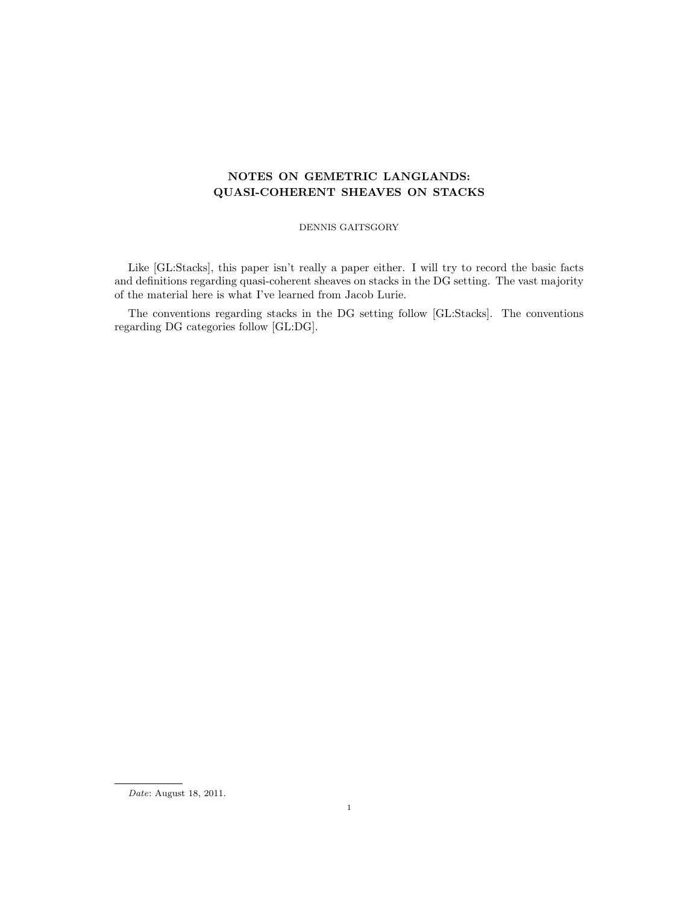# NOTES ON GEMETRIC LANGLANDS: QUASI-COHERENT SHEAVES ON STACKS

DENNIS GAITSGORY

Like [GL:Stacks], this paper isn't really a paper either. I will try to record the basic facts and definitions regarding quasi-coherent sheaves on stacks in the DG setting. The vast majority of the material here is what I've learned from Jacob Lurie.

The conventions regarding stacks in the DG setting follow [GL:Stacks]. The conventions regarding DG categories follow [GL:DG].

*Date*: August 18, 2011.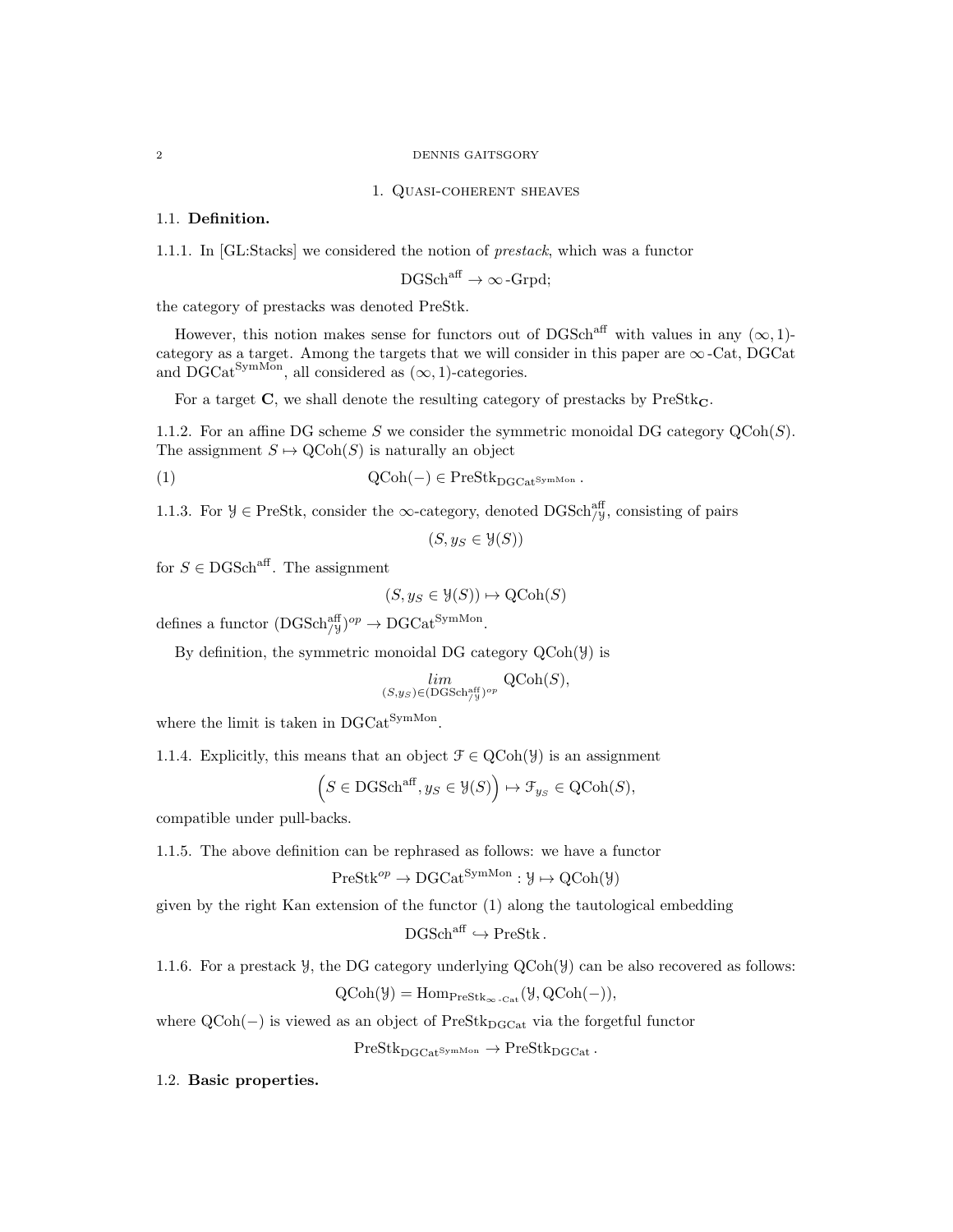# 1. Quasi-coherent sheaves

## 1.1. **Definition.**

1.1.1. In [GL:Stacks] we considered the notion of *prestack*, which was a functor

$$\mathrm{DGSch}^{\mathrm{aff}} \to \infty\text{-Grpd};$$

the category of prestacks was denoted PreStk.

However, this notion makes sense for functors out of $\mathrm{DGSch}^{\mathrm{aff}}$ with values in any $(\infty, 1)$-category as a target. Among the targets that we will consider in this paper are $\infty$-Cat, DGCat and $\mathrm{DGCat}^{\mathrm{SymMon}}$, all considered as $(\infty, 1)$-categories.

For a target $\mathbf{C}$, we shall denote the resulting category of prestacks by $\mathrm{PreStk}_{\mathbf{C}}$.

1.1.2. For an affine DG scheme $S$ we consider the symmetric monoidal DG category $\mathrm{QCoh}(S)$. The assignment $S \mapsto \mathrm{QCoh}(S)$ is naturally an object

$$\mathrm{QCoh}(-) \in \mathrm{PreStk}_{\mathrm{DGCat}^{\mathrm{SymMon}}}. \tag{1}$$

1.1.3. For $\mathcal{Y} \in \mathrm{PreStk}$, consider the $\infty$-category, denoted $\mathrm{DGSch}^{\mathrm{aff}}_{/\mathcal{Y}}$, consisting of pairs

$$(S, y_S \in \mathcal{Y}(S))$$

for $S \in \mathrm{DGSch}^{\mathrm{aff}}$. The assignment

$$(S, y_S \in \mathcal{Y}(S)) \mapsto \mathrm{QCoh}(S)$$

defines a functor $(\mathrm{DGSch}^{\mathrm{aff}}_{/\mathcal{Y}})^{op} \to \mathrm{DGCat}^{\mathrm{SymMon}}$.

By definition, the symmetric monoidal DG category $\mathrm{QCoh}(\mathcal{Y})$ is

$$\underset{(S,y_S)\in(\mathrm{DGSch}^{\mathrm{aff}}_{/\mathcal{Y}})^{op}}{lim} \mathrm{QCoh}(S),$$

where the limit is taken in $\mathrm{DGCat}^{\mathrm{SymMon}}$.

1.1.4. Explicitly, this means that an object $\mathcal{F} \in \mathrm{QCoh}(\mathcal{Y})$ is an assignment

$$\Big(S \in \mathrm{DGSch}^{\mathrm{aff}}, y_S \in \mathcal{Y}(S)\Big) \mapsto \mathcal{F}_{y_S} \in \mathrm{QCoh}(S),$$

compatible under pull-backs.

1.1.5. The above definition can be rephrased as follows: we have a functor

$$\mathrm{PreStk}^{op} \to \mathrm{DGCat}^{\mathrm{SymMon}} : \mathcal{Y} \mapsto \mathrm{QCoh}(\mathcal{Y})$$

given by the right Kan extension of the functor (1) along the tautological embedding

$$\mathrm{DGSch}^{\mathrm{aff}} \hookrightarrow \mathrm{PreStk}.$$

1.1.6. For a prestack $\mathcal{Y}$, the DG category underlying $\mathrm{QCoh}(\mathcal{Y})$ can be also recovered as follows:

$$\mathrm{QCoh}(\mathcal{Y}) = \mathrm{Hom}_{\mathrm{PreStk}_{\infty\text{-Cat}}}(\mathcal{Y}, \mathrm{QCoh}(-)),$$

where $\mathrm{QCoh}(-)$ is viewed as an object of $\mathrm{PreStk}_{\mathrm{DGCat}}$ via the forgetful functor

$$\mathrm{PreStk}_{\mathrm{DGCat}^{\mathrm{SymMon}}} \to \mathrm{PreStk}_{\mathrm{DGCat}}.$$

## 1.2. **Basic properties.**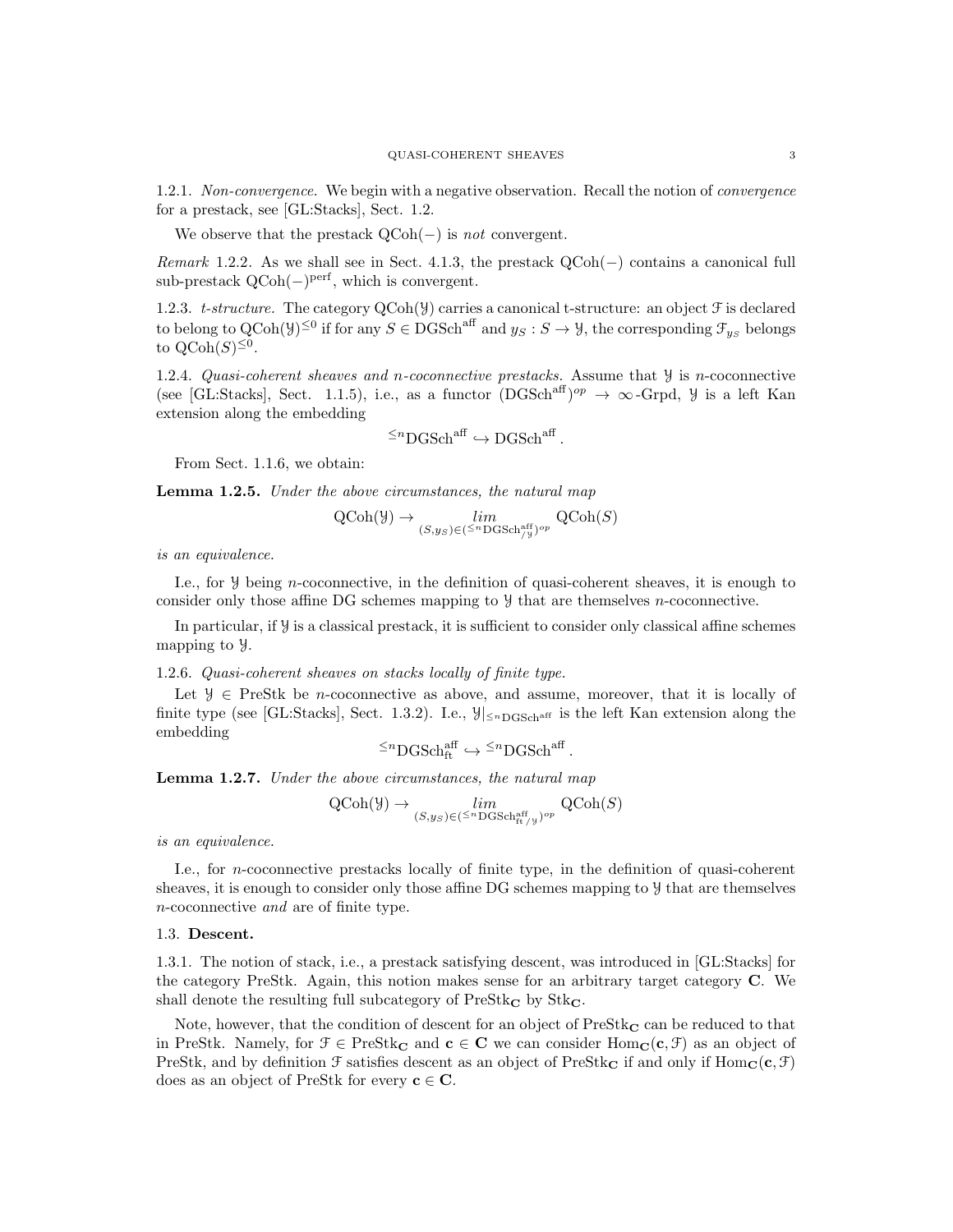1.2.1. *Non-convergence.* We begin with a negative observation. Recall the notion of *convergence* for a prestack, see [GL:Stacks], Sect. 1.2.

We observe that the prestack $\mathrm{QCoh}(-)$ is *not* convergent.

*Remark* 1.2.2. As we shall see in Sect. 4.1.3, the prestack $\mathrm{QCoh}(-)$ contains a canonical full sub-prestack $\mathrm{QCoh}(-)^{\mathrm{perf}}$, which is convergent.

1.2.3. *t-structure.* The category $\mathrm{QCoh}(\mathcal{Y})$ carries a canonical t-structure: an object $\mathcal{F}$ is declared to belong to $\mathrm{QCoh}(\mathcal{Y})^{\leq 0}$ if for any $S \in \mathrm{DGSch}^{\mathrm{aff}}$ and $y_S : S \to \mathcal{Y}$, the corresponding $\mathcal{F}_{y_S}$ belongs to $\mathrm{QCoh}(S)^{\leq 0}$.

1.2.4. *Quasi-coherent sheaves and n-coconnective prestacks.* Assume that $\mathcal{Y}$ is $n$-coconnective (see [GL:Stacks], Sect. 1.1.5), i.e., as a functor $(\mathrm{DGSch}^{\mathrm{aff}})^{op} \to \infty\text{-Grpd}$, $\mathcal{Y}$ is a left Kan extension along the embedding

$$^{\leq n}\mathrm{DGSch}^{\mathrm{aff}} \hookrightarrow \mathrm{DGSch}^{\mathrm{aff}}.$$

From Sect. 1.1.6, we obtain:

**Lemma 1.2.5.** *Under the above circumstances, the natural map*

$$\mathrm{QCoh}(\mathcal{Y}) \to \underset{(S,y_S)\in ({}^{\leq n}\mathrm{DGSch}^{\mathrm{aff}}_{/\mathcal{Y}})^{op}}{lim} \mathrm{QCoh}(S)$$

*is an equivalence.*

I.e., for $\mathcal{Y}$ being $n$-coconnective, in the definition of quasi-coherent sheaves, it is enough to consider only those affine DG schemes mapping to $\mathcal{Y}$ that are themselves $n$-coconnective.

In particular, if $\mathcal{Y}$ is a classical prestack, it is sufficient to consider only classical affine schemes mapping to $\mathcal{Y}$.

1.2.6. *Quasi-coherent sheaves on stacks locally of finite type.*

Let $\mathcal{Y} \in \mathrm{PreStk}$ be $n$-coconnective as above, and assume, moreover, that it is locally of finite type (see [GL:Stacks], Sect. 1.3.2). I.e., $\mathcal{Y}|_{^{\leq n}\mathrm{DGSch}^{\mathrm{aff}}}$ is the left Kan extension along the embedding

$$^{\leq n}\mathrm{DGSch}^{\mathrm{aff}}_{\mathrm{ft}} \hookrightarrow {}^{\leq n}\mathrm{DGSch}^{\mathrm{aff}}.$$

**Lemma 1.2.7.** *Under the above circumstances, the natural map*

$$\mathrm{QCoh}(\mathcal{Y}) \to \underset{(S,y_S)\in ({}^{\leq n}\mathrm{DGSch}^{\mathrm{aff}}_{\mathrm{ft}\,/\mathcal{Y}})^{op}}{lim} \mathrm{QCoh}(S)$$

*is an equivalence.*

I.e., for $n$-coconnective prestacks locally of finite type, in the definition of quasi-coherent sheaves, it is enough to consider only those affine DG schemes mapping to $\mathcal{Y}$ that are themselves $n$-coconnective *and* are of finite type.

### 1.3. Descent.

1.3.1. The notion of stack, i.e., a prestack satisfying descent, was introduced in [GL:Stacks] for the category PreStk. Again, this notion makes sense for an arbitrary target category $\mathbf{C}$. We shall denote the resulting full subcategory of $\mathrm{PreStk}_{\mathbf{C}}$ by $\mathrm{Stk}_{\mathbf{C}}$.

Note, however, that the condition of descent for an object of $\mathrm{PreStk}_{\mathbf{C}}$ can be reduced to that in PreStk. Namely, for $\mathcal{F} \in \mathrm{PreStk}_{\mathbf{C}}$ and $\mathbf{c} \in \mathbf{C}$ we can consider $\mathrm{Hom}_{\mathbf{C}}(\mathbf{c}, \mathcal{F})$ as an object of PreStk, and by definition $\mathcal{F}$ satisfies descent as an object of $\mathrm{PreStk}_{\mathbf{C}}$ if and only if $\mathrm{Hom}_{\mathbf{C}}(\mathbf{c}, \mathcal{F})$ does as an object of PreStk for every $\mathbf{c} \in \mathbf{C}$.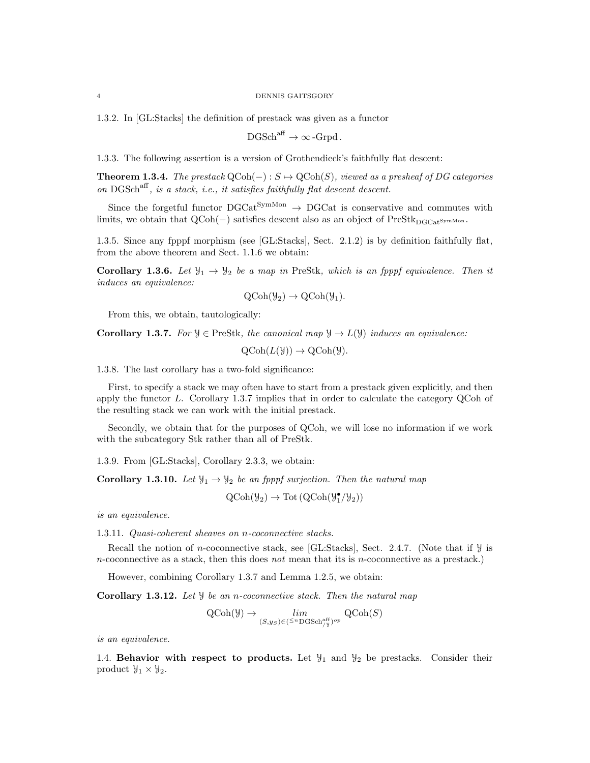1.3.2. In [GL:Stacks] the definition of prestack was given as a functor

$$\mathrm{DGSch}^{\mathrm{aff}} \to \infty\text{-}\mathrm{Grpd}\,.$$

1.3.3. The following assertion is a version of Grothendieck's faithfully flat descent:

**Theorem 1.3.4.** *The prestack $\mathrm{QCoh}(-) : S \mapsto \mathrm{QCoh}(S)$, viewed as a presheaf of DG categories on $\mathrm{DGSch}^{\mathrm{aff}}$, is a stack, i.e., it satisfies faithfully flat descent descent.*

Since the forgetful functor $\mathrm{DGCat}^{\mathrm{SymMon}} \to \mathrm{DGCat}$ is conservative and commutes with limits, we obtain that $\mathrm{QCoh}(-)$ satisfies descent also as an object of $\mathrm{PreStk}_{\mathrm{DGCat}^{\mathrm{SymMon}}}$.

1.3.5. Since any fpppf morphism (see [GL:Stacks], Sect. 2.1.2) is by definition faithfully flat, from the above theorem and Sect. 1.1.6 we obtain:

**Corollary 1.3.6.** *Let $\mathcal{Y}_1 \to \mathcal{Y}_2$ be a map in $\mathrm{PreStk}$, which is an fpppf equivalence. Then it induces an equivalence:*

$$\mathrm{QCoh}(\mathcal{Y}_2) \to \mathrm{QCoh}(\mathcal{Y}_1).$$

From this, we obtain, tautologically:

**Corollary 1.3.7.** *For $\mathcal{Y} \in \mathrm{PreStk}$, the canonical map $\mathcal{Y} \to L(\mathcal{Y})$ induces an equivalence:*

$$\mathrm{QCoh}(L(\mathcal{Y})) \to \mathrm{QCoh}(\mathcal{Y}).$$

1.3.8. The last corollary has a two-fold significance:

First, to specify a stack we may often have to start from a prestack given explicitly, and then apply the functor $L$. Corollary 1.3.7 implies that in order to calculate the category QCoh of the resulting stack we can work with the initial prestack.

Secondly, we obtain that for the purposes of QCoh, we will lose no information if we work with the subcategory Stk rather than all of PreStk.

1.3.9. From [GL:Stacks], Corollary 2.3.3, we obtain:

**Corollary 1.3.10.** *Let $\mathcal{Y}_1 \to \mathcal{Y}_2$ be an fpppf surjection. Then the natural map*

$$\mathrm{QCoh}(\mathcal{Y}_2) \to \mathrm{Tot}\left(\mathrm{QCoh}(\mathcal{Y}_1^\bullet/\mathcal{Y}_2)\right)$$

*is an equivalence.*

1.3.11. *Quasi-coherent sheaves on $n$-coconnective stacks.*

Recall the notion of $n$-coconnective stack, see [GL:Stacks], Sect. 2.4.7. (Note that if $\mathcal{Y}$ is $n$-coconnective as a stack, then this does *not* mean that its is $n$-coconnective as a prestack.)

However, combining Corollary 1.3.7 and Lemma 1.2.5, we obtain:

**Corollary 1.3.12.** *Let $\mathcal{Y}$ be an $n$-coconnective stack. Then the natural map*

$$\mathrm{QCoh}(\mathcal{Y}) \to \underset{(S,y_S)\in({}^{\leq n}\mathrm{DGSch}^{\mathrm{aff}}_{/\mathcal{Y}})^{op}}{lim} \mathrm{QCoh}(S)$$

*is an equivalence.*

1.4. **Behavior with respect to products.** Let $\mathcal{Y}_1$ and $\mathcal{Y}_2$ be prestacks. Consider their product $\mathcal{Y}_1 \times \mathcal{Y}_2$.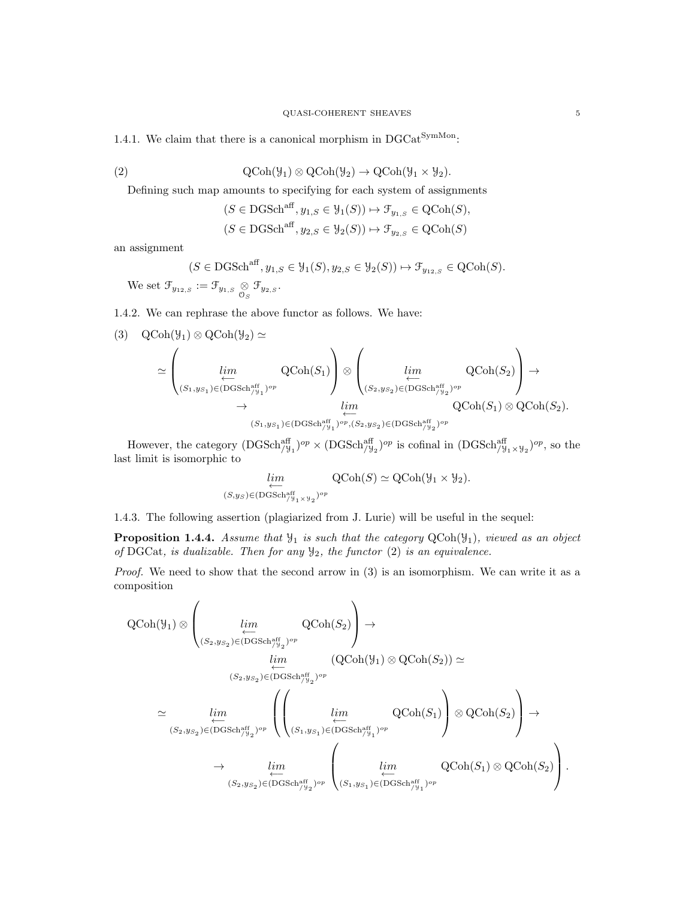1.4.1. We claim that there is a canonical morphism in $\mathrm{DGCat}^{\mathrm{SymMon}}$:

$$\mathrm{QCoh}(\mathcal{Y}_1) \otimes \mathrm{QCoh}(\mathcal{Y}_2) \to \mathrm{QCoh}(\mathcal{Y}_1 \times \mathcal{Y}_2). \tag{2}$$

Defining such map amounts to specifying for each system of assignments

$$(S \in \mathrm{DGSch}^{\mathrm{aff}}, y_{1,S} \in \mathcal{Y}_1(S)) \mapsto \mathcal{F}_{y_{1,S}} \in \mathrm{QCoh}(S),$$
$$(S \in \mathrm{DGSch}^{\mathrm{aff}}, y_{2,S} \in \mathcal{Y}_2(S)) \mapsto \mathcal{F}_{y_{2,S}} \in \mathrm{QCoh}(S)$$

an assignment

$$(S \in \mathrm{DGSch}^{\mathrm{aff}}, y_{1,S} \in \mathcal{Y}_1(S), y_{2,S} \in \mathcal{Y}_2(S)) \mapsto \mathcal{F}_{y_{12,S}} \in \mathrm{QCoh}(S).$$

We set $\mathcal{F}_{y_{12,S}} := \mathcal{F}_{y_{1,S}} \underset{\mathcal{O}_S}{\otimes} \mathcal{F}_{y_{2,S}}$.

1.4.2. We can rephrase the above functor as follows. We have:

$$\mathrm{QCoh}(\mathcal{Y}_1) \otimes \mathrm{QCoh}(\mathcal{Y}_2) \simeq \tag{3}$$
$$\simeq \left( \underset{(S_1, y_{S_1}) \in (\mathrm{DGSch}^{\mathrm{aff}}_{/\mathcal{Y}_1})^{op}}{\underset{\longleftarrow}{lim}} \mathrm{QCoh}(S_1) \right) \otimes \left( \underset{(S_2, y_{S_2}) \in (\mathrm{DGSch}^{\mathrm{aff}}_{/\mathcal{Y}_2})^{op}}{\underset{\longleftarrow}{lim}} \mathrm{QCoh}(S_2) \right) \to$$
$$\to \underset{(S_1, y_{S_1}) \in (\mathrm{DGSch}^{\mathrm{aff}}_{/\mathcal{Y}_1})^{op}, (S_2, y_{S_2}) \in (\mathrm{DGSch}^{\mathrm{aff}}_{/\mathcal{Y}_2})^{op}}{\underset{\longleftarrow}{lim}} \mathrm{QCoh}(S_1) \otimes \mathrm{QCoh}(S_2).$$

However, the category $(\mathrm{DGSch}^{\mathrm{aff}}_{/\mathcal{Y}_1})^{op} \times (\mathrm{DGSch}^{\mathrm{aff}}_{/\mathcal{Y}_2})^{op}$ is cofinal in $(\mathrm{DGSch}^{\mathrm{aff}}_{/\mathcal{Y}_1 \times \mathcal{Y}_2})^{op}$, so the last limit is isomorphic to

$$\underset{(S, y_S) \in (\mathrm{DGSch}^{\mathrm{aff}}_{/\mathcal{Y}_1 \times \mathcal{Y}_2})^{op}}{\underset{\longleftarrow}{lim}} \mathrm{QCoh}(S) \simeq \mathrm{QCoh}(\mathcal{Y}_1 \times \mathcal{Y}_2).$$

1.4.3. The following assertion (plagiarized from J. Lurie) will be useful in the sequel:

**Proposition 1.4.4.** *Assume that $\mathcal{Y}_1$ is such that the category $\mathrm{QCoh}(\mathcal{Y}_1)$, viewed as an object of $\mathrm{DGCat}$, is dualizable. Then for any $\mathcal{Y}_2$, the functor (2) is an equivalence.*

*Proof.* We need to show that the second arrow in (3) is an isomorphism. We can write it as a composition

$$\mathrm{QCoh}(\mathcal{Y}_1) \otimes \left( \underset{(S_2, y_{S_2}) \in (\mathrm{DGSch}^{\mathrm{aff}}_{/\mathcal{Y}_2})^{op}}{\underset{\longleftarrow}{lim}} \mathrm{QCoh}(S_2) \right) \to$$
$$\underset{(S_2, y_{S_2}) \in (\mathrm{DGSch}^{\mathrm{aff}}_{/\mathcal{Y}_2})^{op}}{\underset{\longleftarrow}{lim}} (\mathrm{QCoh}(\mathcal{Y}_1) \otimes \mathrm{QCoh}(S_2)) \simeq$$
$$\simeq \underset{(S_2, y_{S_2}) \in (\mathrm{DGSch}^{\mathrm{aff}}_{/\mathcal{Y}_2})^{op}}{\underset{\longleftarrow}{lim}} \left( \left( \underset{(S_1, y_{S_1}) \in (\mathrm{DGSch}^{\mathrm{aff}}_{/\mathcal{Y}_1})^{op}}{\underset{\longleftarrow}{lim}} \mathrm{QCoh}(S_1) \right) \otimes \mathrm{QCoh}(S_2) \right) \to$$
$$\to \underset{(S_2, y_{S_2}) \in (\mathrm{DGSch}^{\mathrm{aff}}_{/\mathcal{Y}_2})^{op}}{\underset{\longleftarrow}{lim}} \left( \underset{(S_1, y_{S_1}) \in (\mathrm{DGSch}^{\mathrm{aff}}_{/\mathcal{Y}_1})^{op}}{\underset{\longleftarrow}{lim}} \mathrm{QCoh}(S_1) \otimes \mathrm{QCoh}(S_2) \right).$$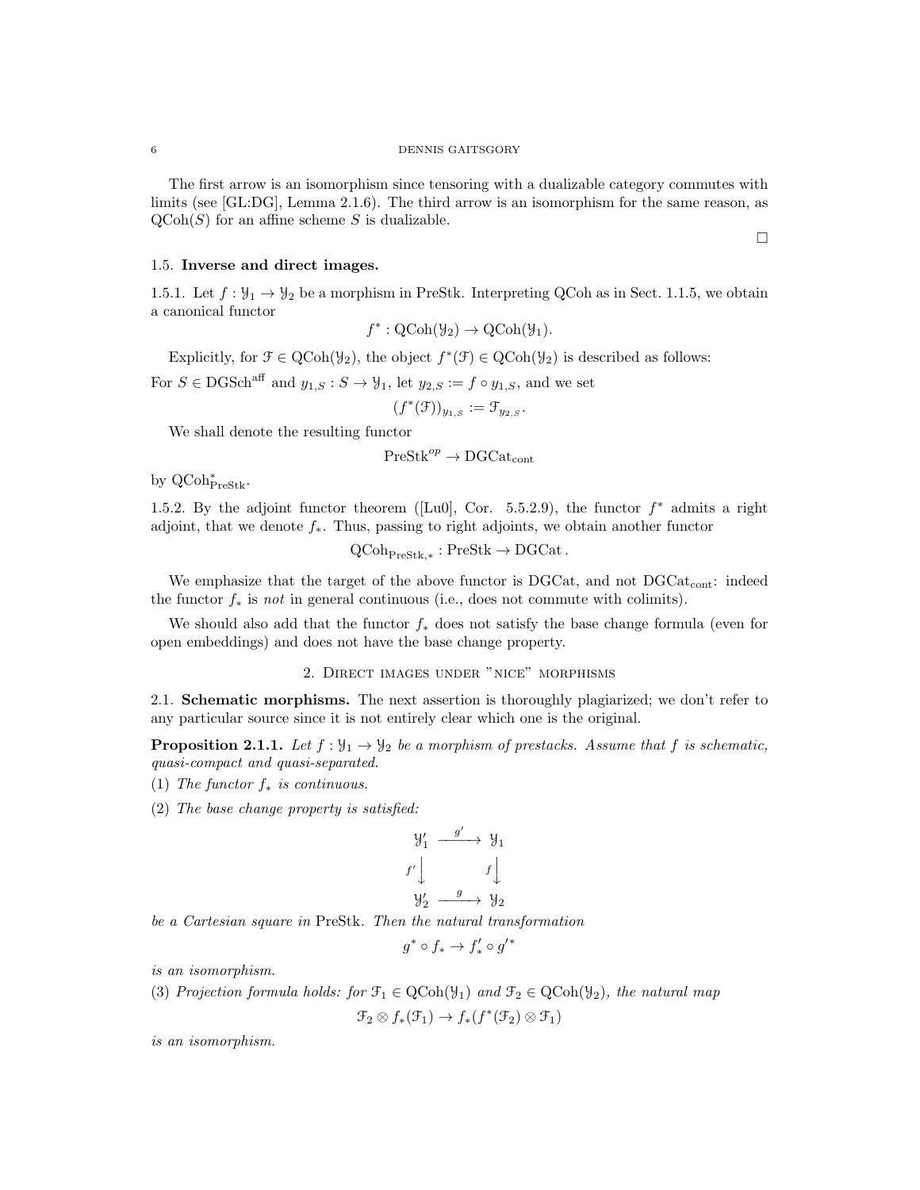The first arrow is an isomorphism since tensoring with a dualizable category commutes with limits (see [GL:DG], Lemma 2.1.6). The third arrow is an isomorphism for the same reason, as $\mathrm{QCoh}(S)$ for an affine scheme $S$ is dualizable.

□

### 1.5. Inverse and direct images.

1.5.1. Let $f : \mathcal{Y}_1 \to \mathcal{Y}_2$ be a morphism in PreStk. Interpreting QCoh as in Sect. 1.1.5, we obtain a canonical functor

$$f^* : \mathrm{QCoh}(\mathcal{Y}_2) \to \mathrm{QCoh}(\mathcal{Y}_1).$$

Explicitly, for $\mathcal{F} \in \mathrm{QCoh}(\mathcal{Y}_2)$, the object $f^*(\mathcal{F}) \in \mathrm{QCoh}(\mathcal{Y}_2)$ is described as follows:

For $S \in \mathrm{DGSch}^{\mathrm{aff}}$ and $y_{1,S} : S \to \mathcal{Y}_1$, let $y_{2,S} := f \circ y_{1,S}$, and we set

$$(f^*(\mathcal{F}))_{y_{1,S}} := \mathcal{F}_{y_{2,S}}.$$

We shall denote the resulting functor

$$\mathrm{PreStk}^{op} \to \mathrm{DGCat}_{\mathrm{cont}}$$

by $\mathrm{QCoh}^*_{\mathrm{PreStk}}$.

1.5.2. By the adjoint functor theorem ([Lu0], Cor. 5.5.2.9), the functor $f^*$ admits a right adjoint, that we denote $f_*$. Thus, passing to right adjoints, we obtain another functor

$$\mathrm{QCoh}_{\mathrm{PreStk},*} : \mathrm{PreStk} \to \mathrm{DGCat}\,.$$

We emphasize that the target of the above functor is DGCat, and not $\mathrm{DGCat}_{\mathrm{cont}}$: indeed the functor $f_*$ is *not* in general continuous (i.e., does not commute with colimits).

We should also add that the functor $f_*$ does not satisfy the base change formula (even for open embeddings) and does not have the base change property.

## 2. Direct images under "nice" morphisms

### 2.1. Schematic morphisms.

The next assertion is thoroughly plagiarized; we don't refer to any particular source since it is not entirely clear which one is the original.

**Proposition 2.1.1.** *Let $f : \mathcal{Y}_1 \to \mathcal{Y}_2$ be a morphism of prestacks. Assume that $f$ is schematic, quasi-compact and quasi-separated.*

(1) *The functor $f_*$ is continuous.*

(2) *The base change property is satisfied:*

$$\begin{array}{ccc} \mathcal{Y}'_1 & \xrightarrow{g'} & \mathcal{Y}_1 \\ {\scriptstyle f'}\downarrow & & \downarrow{\scriptstyle f} \\ \mathcal{Y}'_2 & \xrightarrow{g} & \mathcal{Y}_2 \end{array}$$

*be a Cartesian square in* PreStk. *Then the natural transformation*

$$g^* \circ f_* \to f'_* \circ g'^*$$

*is an isomorphism.*

(3) *Projection formula holds: for $\mathcal{F}_1 \in \mathrm{QCoh}(\mathcal{Y}_1)$ and $\mathcal{F}_2 \in \mathrm{QCoh}(\mathcal{Y}_2)$, the natural map*

$$\mathcal{F}_2 \otimes f_*(\mathcal{F}_1) \to f_*(f^*(\mathcal{F}_2) \otimes \mathcal{F}_1)$$

*is an isomorphism.*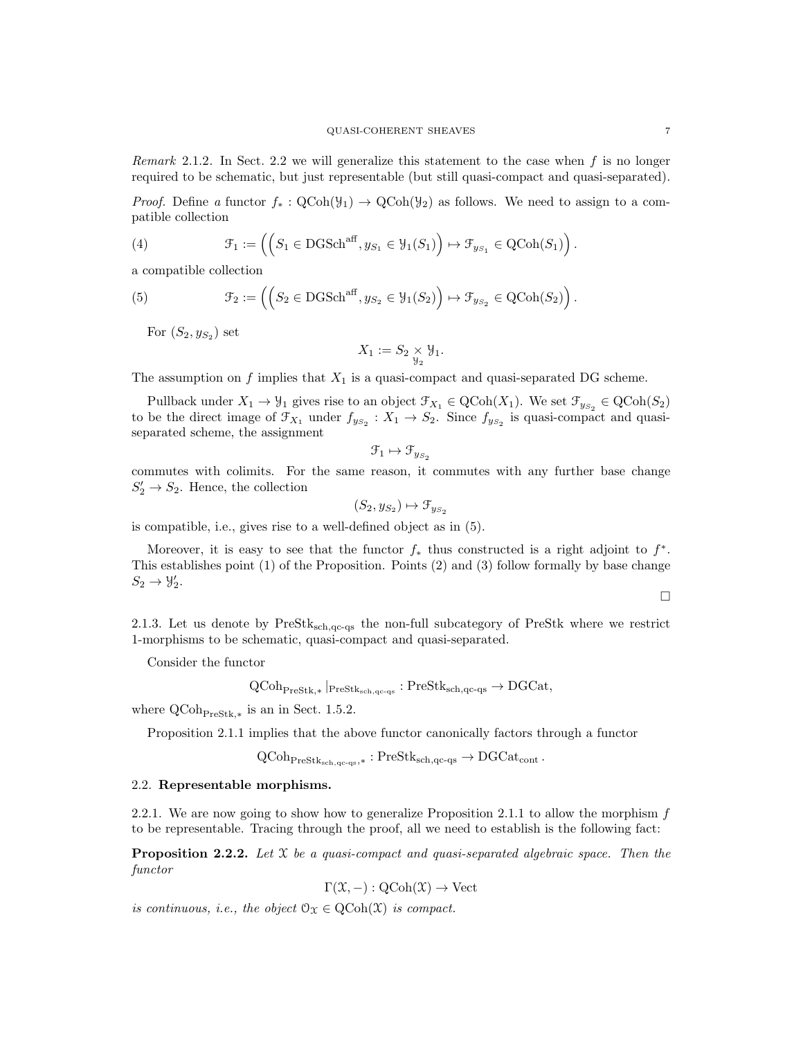*Remark* 2.1.2. In Sect. 2.2 we will generalize this statement to the case when $f$ is no longer required to be schematic, but just representable (but still quasi-compact and quasi-separated).

*Proof.* Define a functor $f_* : \mathrm{QCoh}(\mathcal{Y}_1) \to \mathrm{QCoh}(\mathcal{Y}_2)$ as follows. We need to assign to a compatible collection

$$\mathcal{F}_1 := \Big( \Big( S_1 \in \mathrm{DGSch}^{\mathrm{aff}}, y_{S_1} \in \mathcal{Y}_1(S_1) \Big) \mapsto \mathcal{F}_{y_{S_1}} \in \mathrm{QCoh}(S_1) \Big). \tag{4}$$

a compatible collection

$$\mathcal{F}_2 := \Big( \Big( S_2 \in \mathrm{DGSch}^{\mathrm{aff}}, y_{S_2} \in \mathcal{Y}_1(S_2) \Big) \mapsto \mathcal{F}_{y_{S_2}} \in \mathrm{QCoh}(S_2) \Big). \tag{5}$$

For $(S_2, y_{S_2})$ set

$$X_1 := S_2 \underset{\mathcal{Y}_2}{\times} \mathcal{Y}_1.$$

The assumption on $f$ implies that $X_1$ is a quasi-compact and quasi-separated DG scheme.

Pullback under $X_1 \to \mathcal{Y}_1$ gives rise to an object $\mathcal{F}_{X_1} \in \mathrm{QCoh}(X_1)$. We set $\mathcal{F}_{y_{S_2}} \in \mathrm{QCoh}(S_2)$ to be the direct image of $\mathcal{F}_{X_1}$ under $f_{y_{S_2}} : X_1 \to S_2$. Since $f_{y_{S_2}}$ is quasi-compact and quasi-separated scheme, the assignment

$$\mathcal{F}_1 \mapsto \mathcal{F}_{y_{S_2}}$$

commutes with colimits. For the same reason, it commutes with any further base change $S_2' \to S_2$. Hence, the collection

$$(S_2, y_{S_2}) \mapsto \mathcal{F}_{y_{S_2}}$$

is compatible, i.e., gives rise to a well-defined object as in (5).

Moreover, it is easy to see that the functor $f_*$ thus constructed is a right adjoint to $f^*$. This establishes point (1) of the Proposition. Points (2) and (3) follow formally by base change $S_2 \to \mathcal{Y}_2'$. □

2.1.3. Let us denote by $\mathrm{PreStk}_{\mathrm{sch,qc\text{-}qs}}$ the non-full subcategory of PreStk where we restrict 1-morphisms to be schematic, quasi-compact and quasi-separated.

Consider the functor

$$\mathrm{QCoh}_{\mathrm{PreStk},*}|_{\mathrm{PreStk}_{\mathrm{sch,qc\text{-}qs}}} : \mathrm{PreStk}_{\mathrm{sch,qc\text{-}qs}} \to \mathrm{DGCat},$$

where $\mathrm{QCoh}_{\mathrm{PreStk},*}$ is an in Sect. 1.5.2.

Proposition 2.1.1 implies that the above functor canonically factors through a functor

$$\mathrm{QCoh}_{\mathrm{PreStk}_{\mathrm{sch,qc\text{-}qs}},*} : \mathrm{PreStk}_{\mathrm{sch,qc\text{-}qs}} \to \mathrm{DGCat}_{\mathrm{cont}}.$$

## 2.2. Representable morphisms.

2.2.1. We are now going to show how to generalize Proposition 2.1.1 to allow the morphism $f$ to be representable. Tracing through the proof, all we need to establish is the following fact:

**Proposition 2.2.2.** *Let $\mathcal{X}$ be a quasi-compact and quasi-separated algebraic space. Then the functor*

$$\Gamma(\mathcal{X}, -) : \mathrm{QCoh}(\mathcal{X}) \to \mathrm{Vect}$$

*is continuous, i.e., the object $\mathcal{O}_{\mathcal{X}} \in \mathrm{QCoh}(\mathcal{X})$ is compact.*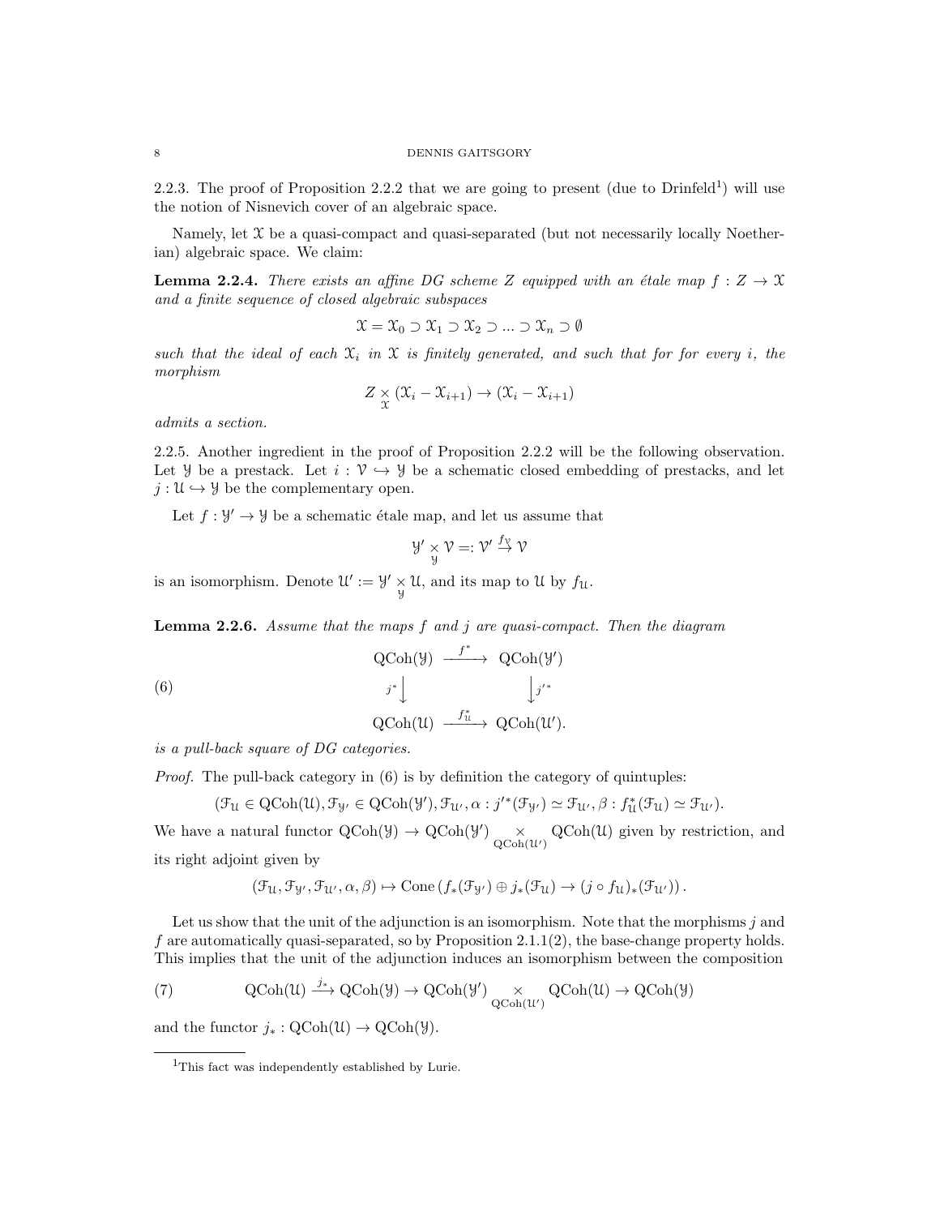2.2.3. The proof of Proposition 2.2.2 that we are going to present (due to Drinfeld[1]) will use the notion of Nisnevich cover of an algebraic space.

Namely, let $\mathcal{X}$ be a quasi-compact and quasi-separated (but not necessarily locally Noetherian) algebraic space. We claim:

**Lemma 2.2.4.** *There exists an affine DG scheme $Z$ equipped with an étale map $f : Z \to \mathcal{X}$ and a finite sequence of closed algebraic subspaces*

$$\mathcal{X} = \mathcal{X}_0 \supset \mathcal{X}_1 \supset \mathcal{X}_2 \supset ... \supset \mathcal{X}_n \supset \emptyset$$

*such that the ideal of each $\mathcal{X}_i$ in $\mathcal{X}$ is finitely generated, and such that for for every $i$, the morphism*

$$Z \underset{\mathcal{X}}{\times} (\mathcal{X}_i - \mathcal{X}_{i+1}) \to (\mathcal{X}_i - \mathcal{X}_{i+1})$$

*admits a section.*

2.2.5. Another ingredient in the proof of Proposition 2.2.2 will be the following observation. Let $\mathcal{Y}$ be a prestack. Let $i : \mathcal{V} \hookrightarrow \mathcal{Y}$ be a schematic closed embedding of prestacks, and let $j : \mathcal{U} \hookrightarrow \mathcal{Y}$ be the complementary open.

Let $f : \mathcal{Y}' \to \mathcal{Y}$ be a schematic étale map, and let us assume that

$$\mathcal{Y}' \underset{\mathcal{Y}}{\times} \mathcal{V} =: \mathcal{V}' \overset{f_{\mathcal{V}}}{\to} \mathcal{V}$$

is an isomorphism. Denote $\mathcal{U}' := \mathcal{Y}' \underset{\mathcal{Y}}{\times} \mathcal{U}$, and its map to $\mathcal{U}$ by $f_{\mathcal{U}}$.

**Lemma 2.2.6.** *Assume that the maps $f$ and $j$ are quasi-compact. Then the diagram*

$$\begin{array}{ccc} \mathrm{QCoh}(\mathcal{Y}) & \xrightarrow{f^*} & \mathrm{QCoh}(\mathcal{Y}') \\ {\scriptstyle j^*}\downarrow & & \downarrow{\scriptstyle j'^*} \\ \mathrm{QCoh}(\mathcal{U}) & \xrightarrow{f^*_{\mathcal{U}}} & \mathrm{QCoh}(\mathcal{U}'). \end{array} \tag{6}$$

*is a pull-back square of DG categories.*

*Proof.* The pull-back category in (6) is by definition the category of quintuples:

$$(\mathcal{F}_{\mathcal{U}} \in \mathrm{QCoh}(\mathcal{U}), \mathcal{F}_{\mathcal{Y}'} \in \mathrm{QCoh}(\mathcal{Y}'), \mathcal{F}_{\mathcal{U}'}, \alpha : j'^*(\mathcal{F}_{\mathcal{Y}'}) \simeq \mathcal{F}_{\mathcal{U}'}, \beta : f^*_{\mathcal{U}}(\mathcal{F}_{\mathcal{U}}) \simeq \mathcal{F}_{\mathcal{U}'}).$$

We have a natural functor $\mathrm{QCoh}(\mathcal{Y}) \to \mathrm{QCoh}(\mathcal{Y}') \underset{\mathrm{QCoh}(\mathcal{U}')}{\times} \mathrm{QCoh}(\mathcal{U})$ given by restriction, and its right adjoint given by

$$(\mathcal{F}_{\mathcal{U}}, \mathcal{F}_{\mathcal{Y}'}, \mathcal{F}_{\mathcal{U}'}, \alpha, \beta) \mapsto \mathrm{Cone}\left(f_*(\mathcal{F}_{\mathcal{Y}'}) \oplus j_*(\mathcal{F}_{\mathcal{U}}) \to (j \circ f_{\mathcal{U}})_*(\mathcal{F}_{\mathcal{U}'})\right).$$

Let us show that the unit of the adjunction is an isomorphism. Note that the morphisms $j$ and $f$ are automatically quasi-separated, so by Proposition 2.1.1(2), the base-change property holds. This implies that the unit of the adjunction induces an isomorphism between the composition

$$\mathrm{QCoh}(\mathcal{U}) \xrightarrow{j_*} \mathrm{QCoh}(\mathcal{Y}) \to \mathrm{QCoh}(\mathcal{Y}') \underset{\mathrm{QCoh}(\mathcal{U}')}{\times} \mathrm{QCoh}(\mathcal{U}) \to \mathrm{QCoh}(\mathcal{Y}) \tag{7}$$

and the functor $j_* : \mathrm{QCoh}(\mathcal{U}) \to \mathrm{QCoh}(\mathcal{Y})$.

---

[1]This fact was independently established by Lurie.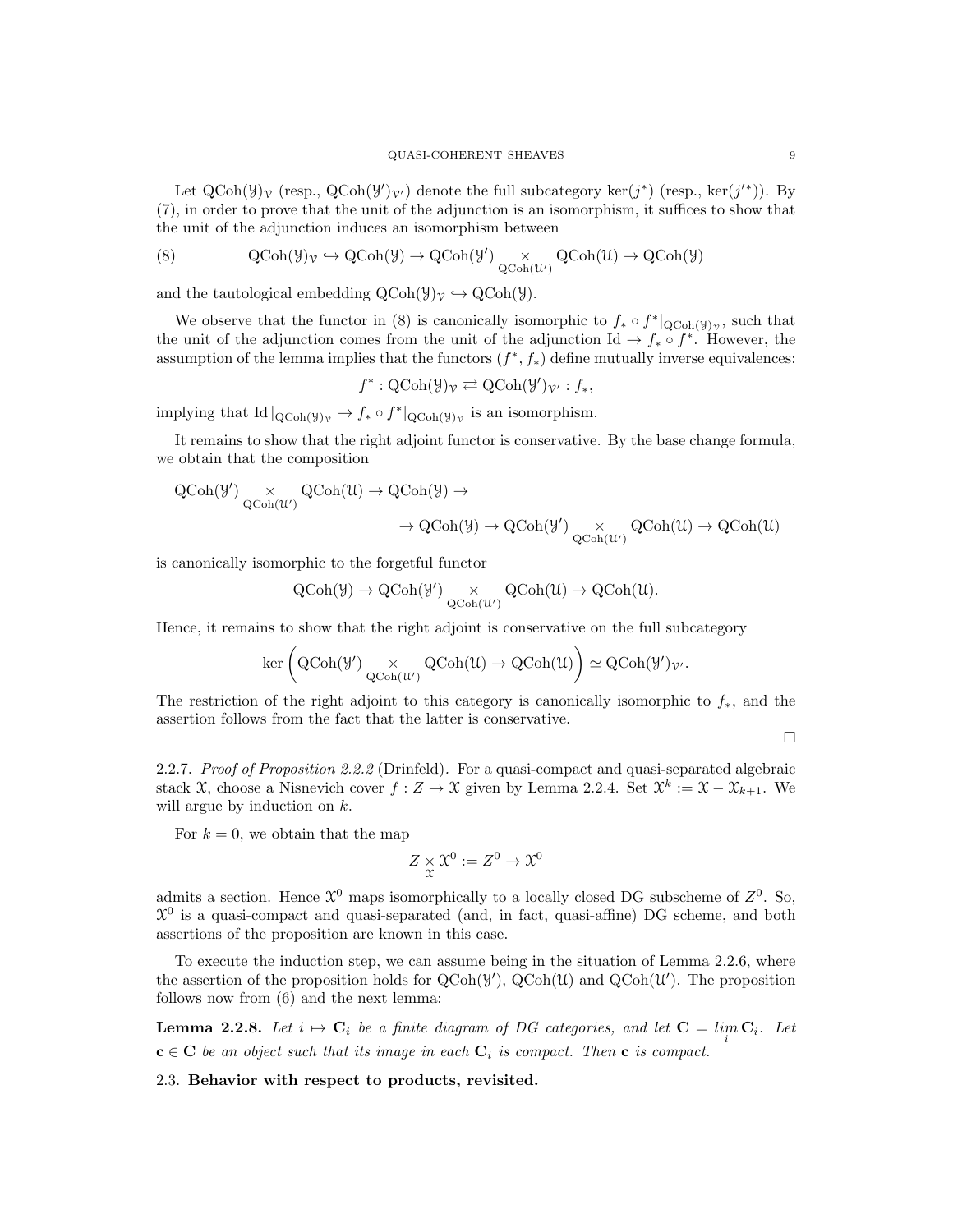Let $\mathrm{QCoh}(\mathcal{Y})_{\mathcal{V}}$ (resp., $\mathrm{QCoh}(\mathcal{Y}')_{\mathcal{V}'}$) denote the full subcategory $\ker(j^*)$ (resp., $\ker(j'^*)$). By (7), in order to prove that the unit of the adjunction is an isomorphism, it suffices to show that the unit of the adjunction induces an isomorphism between

$$\mathrm{QCoh}(\mathcal{Y})_{\mathcal{V}} \hookrightarrow \mathrm{QCoh}(\mathcal{Y}) \to \mathrm{QCoh}(\mathcal{Y}') \underset{\mathrm{QCoh}(\mathcal{U}')}{\times} \mathrm{QCoh}(\mathcal{U}) \to \mathrm{QCoh}(\mathcal{Y}) \tag{8}$$

and the tautological embedding $\mathrm{QCoh}(\mathcal{Y})_{\mathcal{V}} \hookrightarrow \mathrm{QCoh}(\mathcal{Y})$.

We observe that the functor in (8) is canonically isomorphic to $f_* \circ f^*|_{\mathrm{QCoh}(\mathcal{Y})_{\mathcal{V}}}$, such that the unit of the adjunction comes from the unit of the adjunction $\mathrm{Id} \to f_* \circ f^*$. However, the assumption of the lemma implies that the functors $(f^*, f_*)$ define mutually inverse equivalences:

$$f^* : \mathrm{QCoh}(\mathcal{Y})_{\mathcal{V}} \rightleftarrows \mathrm{QCoh}(\mathcal{Y}')_{\mathcal{V}'} : f_*,$$

implying that $\mathrm{Id}\,|_{\mathrm{QCoh}(\mathcal{Y})_{\mathcal{V}}} \to f_* \circ f^*|_{\mathrm{QCoh}(\mathcal{Y})_{\mathcal{V}}}$ is an isomorphism.

It remains to show that the right adjoint functor is conservative. By the base change formula, we obtain that the composition

$$\mathrm{QCoh}(\mathcal{Y}') \underset{\mathrm{QCoh}(\mathcal{U}')}{\times} \mathrm{QCoh}(\mathcal{U}) \to \mathrm{QCoh}(\mathcal{Y}) \to$$
$$\to \mathrm{QCoh}(\mathcal{Y}) \to \mathrm{QCoh}(\mathcal{Y}') \underset{\mathrm{QCoh}(\mathcal{U}')}{\times} \mathrm{QCoh}(\mathcal{U}) \to \mathrm{QCoh}(\mathcal{U})$$

is canonically isomorphic to the forgetful functor

$$\mathrm{QCoh}(\mathcal{Y}) \to \mathrm{QCoh}(\mathcal{Y}') \underset{\mathrm{QCoh}(\mathcal{U}')}{\times} \mathrm{QCoh}(\mathcal{U}) \to \mathrm{QCoh}(\mathcal{U}).$$

Hence, it remains to show that the right adjoint is conservative on the full subcategory

$$\ker\left(\mathrm{QCoh}(\mathcal{Y}') \underset{\mathrm{QCoh}(\mathcal{U}')}{\times} \mathrm{QCoh}(\mathcal{U}) \to \mathrm{QCoh}(\mathcal{U})\right) \simeq \mathrm{QCoh}(\mathcal{Y}')_{\mathcal{V}'}.$$

The restriction of the right adjoint to this category is canonically isomorphic to $f_*$, and the assertion follows from the fact that the latter is conservative.

□

2.2.7. *Proof of Proposition 2.2.2* (Drinfeld). For a quasi-compact and quasi-separated algebraic stack $\mathcal{X}$, choose a Nisnevich cover $f : Z \to \mathcal{X}$ given by Lemma 2.2.4. Set $\mathcal{X}^k := \mathcal{X} - \mathcal{X}_{k+1}$. We will argue by induction on $k$.

For $k = 0$, we obtain that the map

$$Z \underset{\mathcal{X}}{\times} \mathcal{X}^0 := Z^0 \to \mathcal{X}^0$$

admits a section. Hence $\mathcal{X}^0$ maps isomorphically to a locally closed DG subscheme of $Z^0$. So, $\mathcal{X}^0$ is a quasi-compact and quasi-separated (and, in fact, quasi-affine) DG scheme, and both assertions of the proposition are known in this case.

To execute the induction step, we can assume being in the situation of Lemma 2.2.6, where the assertion of the proposition holds for $\mathrm{QCoh}(\mathcal{Y}')$, $\mathrm{QCoh}(\mathcal{U})$ and $\mathrm{QCoh}(\mathcal{U}')$. The proposition follows now from (6) and the next lemma:

**Lemma 2.2.8.** *Let $i \mapsto \mathbf{C}_i$ be a finite diagram of DG categories, and let $\mathbf{C} = \underset{i}{lim}\, \mathbf{C}_i$. Let $\mathbf{c} \in \mathbf{C}$ be an object such that its image in each $\mathbf{C}_i$ is compact. Then $\mathbf{c}$ is compact.*

## 2.3. Behavior with respect to products, revisited.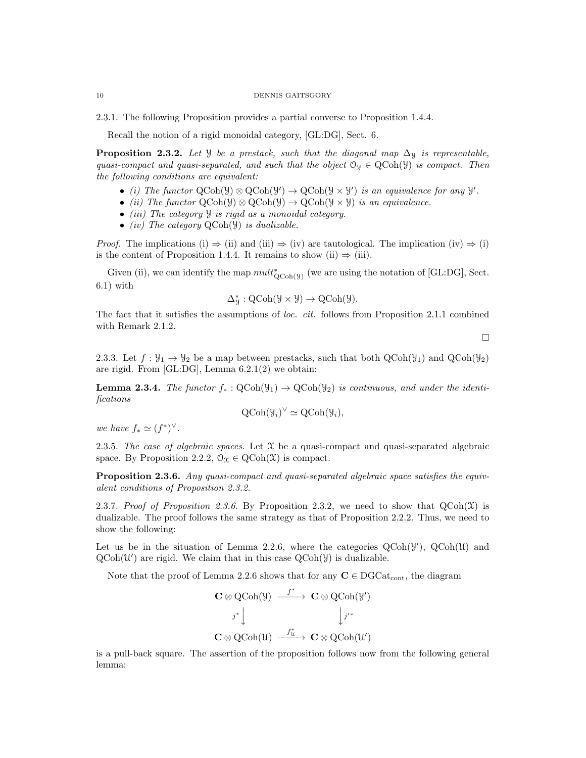2.3.1. The following Proposition provides a partial converse to Proposition 1.4.4.

Recall the notion of a rigid monoidal category, [GL:DG], Sect. 6.

**Proposition 2.3.2.** *Let $\mathcal{Y}$ be a prestack, such that the diagonal map $\Delta_{\mathcal{Y}}$ is representable, quasi-compact and quasi-separated, and such that the object $\mathcal{O}_{\mathcal{Y}} \in \mathrm{QCoh}(\mathcal{Y})$ is compact. Then the following conditions are equivalent:*

- *(i) The functor $\mathrm{QCoh}(\mathcal{Y}) \otimes \mathrm{QCoh}(\mathcal{Y}') \to \mathrm{QCoh}(\mathcal{Y} \times \mathcal{Y}')$ is an equivalence for any $\mathcal{Y}'$.*
- *(ii) The functor $\mathrm{QCoh}(\mathcal{Y}) \otimes \mathrm{QCoh}(\mathcal{Y}) \to \mathrm{QCoh}(\mathcal{Y} \times \mathcal{Y})$ is an equivalence.*
- *(iii) The category $\mathcal{Y}$ is rigid as a monoidal category.*
- *(iv) The category $\mathrm{QCoh}(\mathcal{Y})$ is dualizable.*

*Proof.* The implications (i) $\Rightarrow$ (ii) and (iii) $\Rightarrow$ (iv) are tautological. The implication (iv) $\Rightarrow$ (i) is the content of Proposition 1.4.4. It remains to show (ii) $\Rightarrow$ (iii).

Given (ii), we can identify the map $mult^*_{\mathrm{QCoh}(\mathcal{Y})}$ (we are using the notation of [GL:DG], Sect. 6.1) with

$$\Delta^*_{\mathcal{Y}} : \mathrm{QCoh}(\mathcal{Y} \times \mathcal{Y}) \to \mathrm{QCoh}(\mathcal{Y}).$$

The fact that it satisfies the assumptions of *loc. cit.* follows from Proposition 2.1.1 combined with Remark 2.1.2.

□

2.3.3. Let $f : \mathcal{Y}_1 \to \mathcal{Y}_2$ be a map between prestacks, such that both $\mathrm{QCoh}(\mathcal{Y}_1)$ and $\mathrm{QCoh}(\mathcal{Y}_2)$ are rigid. From [GL:DG], Lemma 6.2.1(2) we obtain:

**Lemma 2.3.4.** *The functor $f_* : \mathrm{QCoh}(\mathcal{Y}_1) \to \mathrm{QCoh}(\mathcal{Y}_2)$ is continuous, and under the identifications*

$$\mathrm{QCoh}(\mathcal{Y}_i)^\vee \simeq \mathrm{QCoh}(\mathcal{Y}_i),$$

*we have $f_* \simeq (f^*)^\vee$.*

2.3.5. *The case of algebraic spaces.* Let $\mathcal{X}$ be a quasi-compact and quasi-separated algebraic space. By Proposition 2.2.2, $\mathcal{O}_{\mathcal{X}} \in \mathrm{QCoh}(\mathcal{X})$ is compact.

**Proposition 2.3.6.** *Any quasi-compact and quasi-separated algebraic space satisfies the equivalent conditions of Proposition 2.3.2.*

2.3.7. *Proof of Proposition 2.3.6.* By Proposition 2.3.2, we need to show that $\mathrm{QCoh}(\mathcal{X})$ is dualizable. The proof follows the same strategy as that of Proposition 2.2.2. Thus, we need to show the following:

Let us be in the situation of Lemma 2.2.6, where the categories $\mathrm{QCoh}(\mathcal{Y}')$, $\mathrm{QCoh}(\mathcal{U})$ and $\mathrm{QCoh}(\mathcal{U}')$ are rigid. We claim that in this case $\mathrm{QCoh}(\mathcal{Y})$ is dualizable.

Note that the proof of Lemma 2.2.6 shows that for any $\mathbf{C} \in \mathrm{DGCat}_{\mathrm{cont}}$, the diagram

$$\begin{array}{ccc} \mathbf{C} \otimes \mathrm{QCoh}(\mathcal{Y}) & \xrightarrow{f^*} & \mathbf{C} \otimes \mathrm{QCoh}(\mathcal{Y}') \\ {\scriptstyle j^*}\downarrow & & \downarrow{\scriptstyle j'^*} \\ \mathbf{C} \otimes \mathrm{QCoh}(\mathcal{U}) & \xrightarrow{f^*_{\mathcal{U}}} & \mathbf{C} \otimes \mathrm{QCoh}(\mathcal{U}') \end{array}$$

is a pull-back square. The assertion of the proposition follows now from the following general lemma: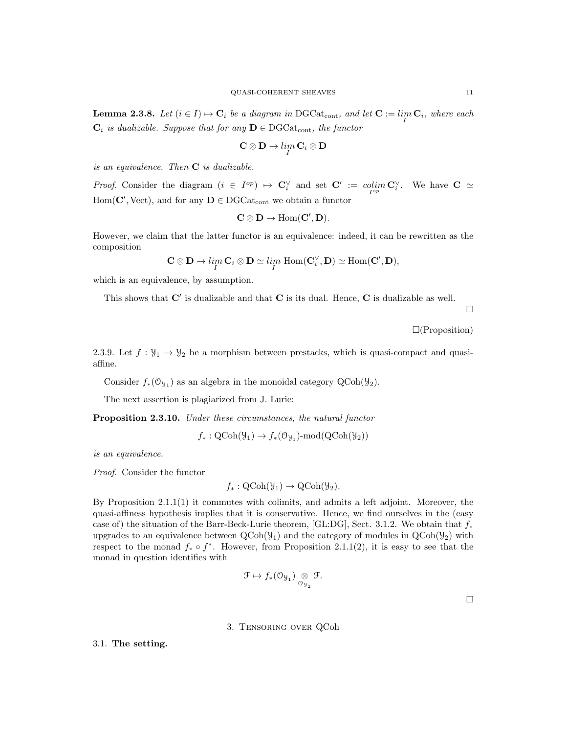**Lemma 2.3.8.** *Let* $(i \in I) \mapsto \mathbf{C}_i$ *be a diagram in* $\mathrm{DGCat}_{\mathrm{cont}}$*, and let* $\mathbf{C} := \underset{I}{\mathit{lim}}\, \mathbf{C}_i$*, where each* $\mathbf{C}_i$ *is dualizable. Suppose that for any* $\mathbf{D} \in \mathrm{DGCat}_{\mathrm{cont}}$*, the functor*

$$\mathbf{C} \otimes \mathbf{D} \to \underset{I}{\mathit{lim}}\, \mathbf{C}_i \otimes \mathbf{D}$$

*is an equivalence. Then* $\mathbf{C}$ *is dualizable.*

*Proof.* Consider the diagram $(i \in I^{op}) \mapsto \mathbf{C}_i^\vee$ and set $\mathbf{C}' := \underset{I^{op}}{\mathit{colim}}\, \mathbf{C}_i^\vee$. We have $\mathbf{C} \simeq \mathrm{Hom}(\mathbf{C}', \mathrm{Vect})$, and for any $\mathbf{D} \in \mathrm{DGCat}_{\mathrm{cont}}$ we obtain a functor

$$\mathbf{C} \otimes \mathbf{D} \to \mathrm{Hom}(\mathbf{C}', \mathbf{D}).$$

However, we claim that the latter functor is an equivalence: indeed, it can be rewritten as the composition

$$\mathbf{C} \otimes \mathbf{D} \to \underset{I}{\mathit{lim}}\, \mathbf{C}_i \otimes \mathbf{D} \simeq \underset{I}{\mathit{lim}}\, \mathrm{Hom}(\mathbf{C}_i^\vee, \mathbf{D}) \simeq \mathrm{Hom}(\mathbf{C}', \mathbf{D}),$$

which is an equivalence, by assumption.

This shows that $\mathbf{C}'$ is dualizable and that $\mathbf{C}$ is its dual. Hence, $\mathbf{C}$ is dualizable as well.

□

□(Proposition)

2.3.9. Let $f : \mathcal{Y}_1 \to \mathcal{Y}_2$ be a morphism between prestacks, which is quasi-compact and quasi-affine.

Consider $f_*(\mathcal{O}_{\mathcal{Y}_1})$ as an algebra in the monoidal category $\mathrm{QCoh}(\mathcal{Y}_2)$.

The next assertion is plagiarized from J. Lurie:

**Proposition 2.3.10.** *Under these circumstances, the natural functor*

$$f_* : \mathrm{QCoh}(\mathcal{Y}_1) \to f_*(\mathcal{O}_{\mathcal{Y}_1})\text{-mod}(\mathrm{QCoh}(\mathcal{Y}_2))$$

*is an equivalence.*

*Proof.* Consider the functor

$$f_* : \mathrm{QCoh}(\mathcal{Y}_1) \to \mathrm{QCoh}(\mathcal{Y}_2).$$

By Proposition 2.1.1(1) it commutes with colimits, and admits a left adjoint. Moreover, the quasi-affiness hypothesis implies that it is conservative. Hence, we find ourselves in the (easy case of) the situation of the Barr-Beck-Lurie theorem, [GL:DG], Sect. 3.1.2. We obtain that $f_*$ upgrades to an equivalence between $\mathrm{QCoh}(\mathcal{Y}_1)$ and the category of modules in $\mathrm{QCoh}(\mathcal{Y}_2)$ with respect to the monad $f_* \circ f^*$. However, from Proposition 2.1.1(2), it is easy to see that the monad in question identifies with

$$\mathcal{F} \mapsto f_*(\mathcal{O}_{\mathcal{Y}_1}) \underset{\mathcal{O}_{\mathcal{Y}_2}}{\otimes} \mathcal{F}.$$

□

# 3. Tensoring over QCoh

## 3.1. The setting.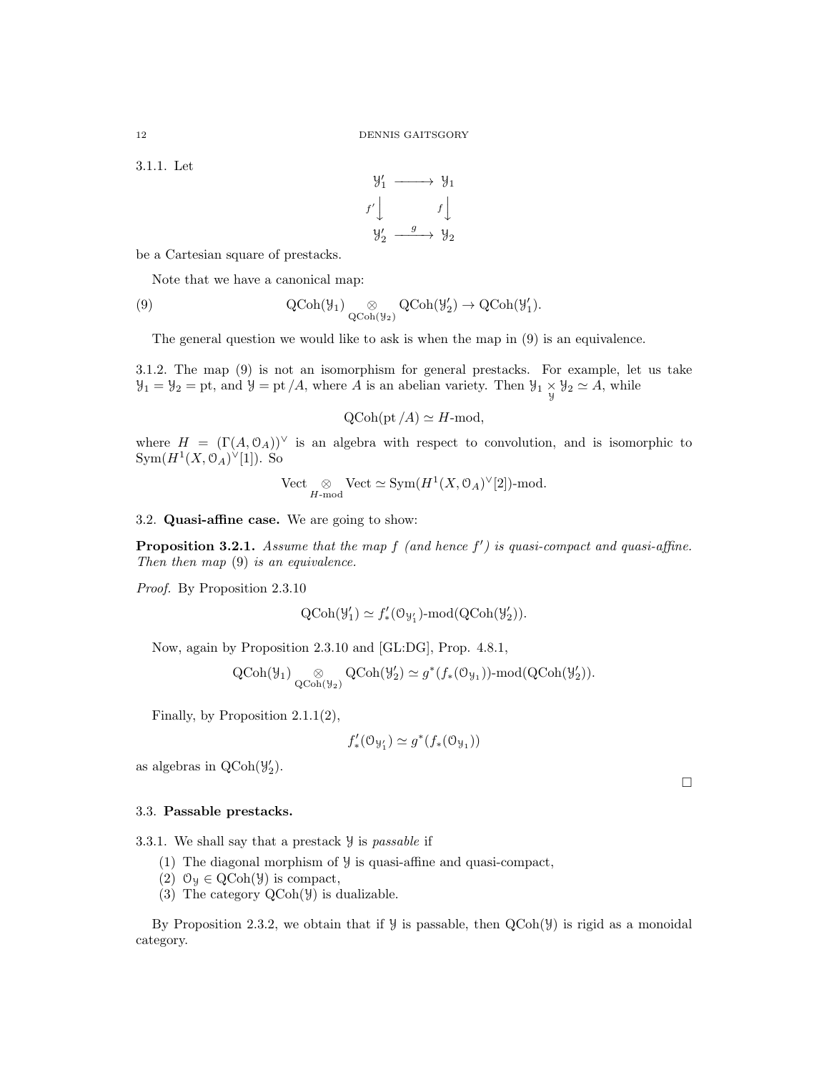3.1.1. Let

$$\begin{array}{ccc} \mathcal{Y}_1' & \longrightarrow & \mathcal{Y}_1 \\ {\scriptstyle f'}\downarrow & & \downarrow{\scriptstyle f} \\ \mathcal{Y}_2' & \xrightarrow{g} & \mathcal{Y}_2 \end{array}$$

be a Cartesian square of prestacks.

Note that we have a canonical map:

$$\operatorname{QCoh}(\mathcal{Y}_1) \underset{\operatorname{QCoh}(\mathcal{Y}_2)}{\otimes} \operatorname{QCoh}(\mathcal{Y}_2') \to \operatorname{QCoh}(\mathcal{Y}_1'). \tag{9}$$

The general question we would like to ask is when the map in (9) is an equivalence.

3.1.2. The map (9) is not an isomorphism for general prestacks. For example, let us take $\mathcal{Y}_1 = \mathcal{Y}_2 = \mathrm{pt}$, and $\mathcal{Y} = \mathrm{pt}/A$, where $A$ is an abelian variety. Then $\mathcal{Y}_1 \underset{\mathcal{Y}}{\times} \mathcal{Y}_2 \simeq A$, while

$$\operatorname{QCoh}(\mathrm{pt}/A) \simeq H\text{-mod},$$

where $H = (\Gamma(A, \mathcal{O}_A))^\vee$ is an algebra with respect to convolution, and is isomorphic to $\operatorname{Sym}(H^1(X, \mathcal{O}_A)^\vee[1])$. So

$$\operatorname{Vect} \underset{H\text{-mod}}{\otimes} \operatorname{Vect} \simeq \operatorname{Sym}(H^1(X, \mathcal{O}_A)^\vee[2])\text{-mod}.$$

## 3.2. Quasi-affine case.

We are going to show:

**Proposition 3.2.1.** *Assume that the map $f$ (and hence $f'$) is quasi-compact and quasi-affine. Then then map (9) is an equivalence.*

*Proof.* By Proposition 2.3.10

$$\operatorname{QCoh}(\mathcal{Y}_1') \simeq f'_*(\mathcal{O}_{\mathcal{Y}_1'})\text{-mod}(\operatorname{QCoh}(\mathcal{Y}_2')).$$

Now, again by Proposition 2.3.10 and [GL:DG], Prop. 4.8.1,

$$\operatorname{QCoh}(\mathcal{Y}_1) \underset{\operatorname{QCoh}(\mathcal{Y}_2)}{\otimes} \operatorname{QCoh}(\mathcal{Y}_2') \simeq g^*(f_*(\mathcal{O}_{\mathcal{Y}_1}))\text{-mod}(\operatorname{QCoh}(\mathcal{Y}_2')).$$

Finally, by Proposition 2.1.1(2),

$$f'_*(\mathcal{O}_{\mathcal{Y}_1'}) \simeq g^*(f_*(\mathcal{O}_{\mathcal{Y}_1}))$$

as algebras in $\operatorname{QCoh}(\mathcal{Y}_2')$.

□

## 3.3. Passable prestacks.

3.3.1. We shall say that a prestack $\mathcal{Y}$ is *passable* if

1. The diagonal morphism of $\mathcal{Y}$ is quasi-affine and quasi-compact,
2. $\mathcal{O}_{\mathcal{Y}} \in \operatorname{QCoh}(\mathcal{Y})$ is compact,
3. The category $\operatorname{QCoh}(\mathcal{Y})$ is dualizable.

By Proposition 2.3.2, we obtain that if $\mathcal{Y}$ is passable, then $\operatorname{QCoh}(\mathcal{Y})$ is rigid as a monoidal category.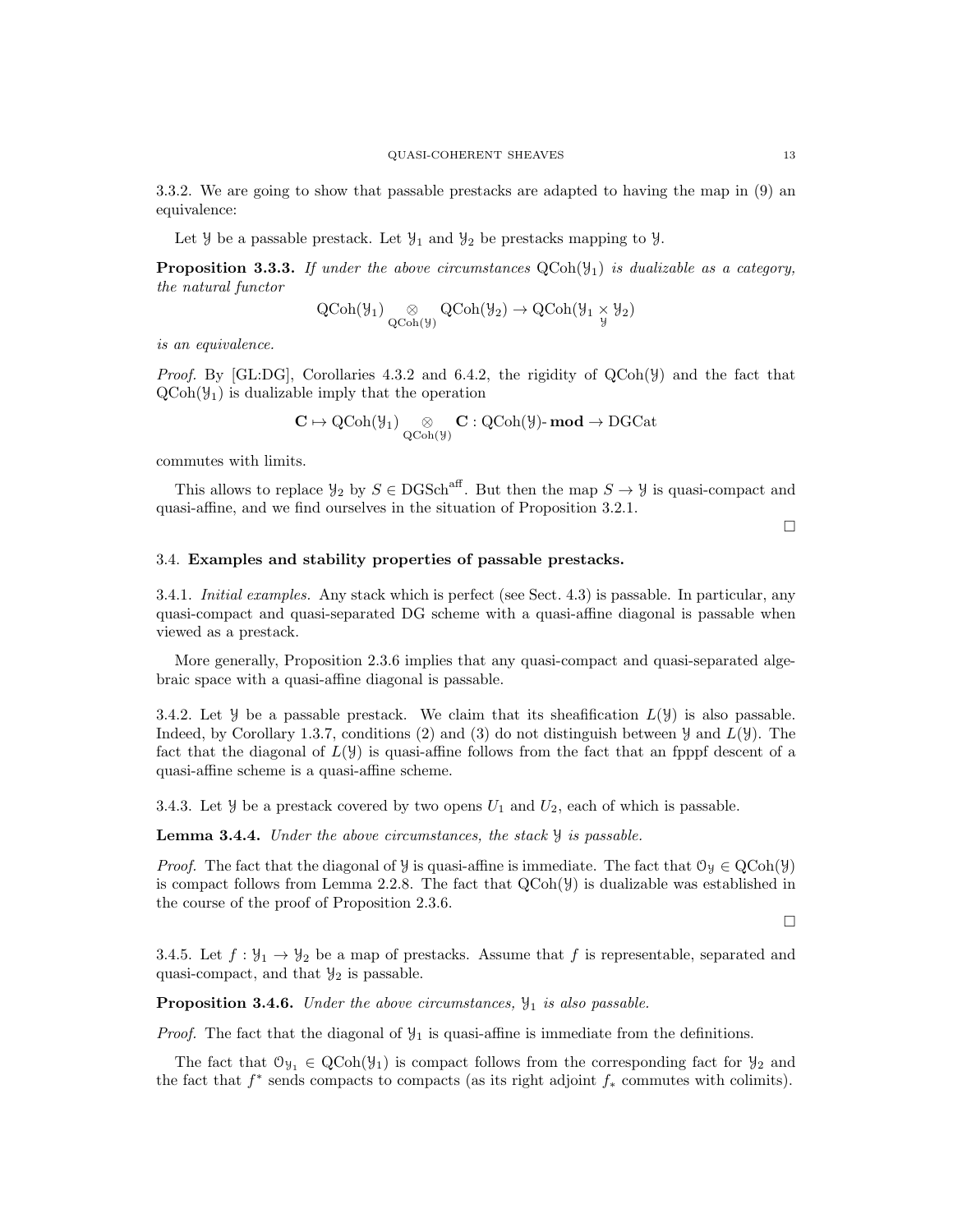3.3.2. We are going to show that passable prestacks are adapted to having the map in (9) an equivalence:

Let $\mathcal{Y}$ be a passable prestack. Let $\mathcal{Y}_1$ and $\mathcal{Y}_2$ be prestacks mapping to $\mathcal{Y}$.

**Proposition 3.3.3.** *If under the above circumstances* $\mathrm{QCoh}(\mathcal{Y}_1)$ *is dualizable as a category, the natural functor*

$$\mathrm{QCoh}(\mathcal{Y}_1) \underset{\mathrm{QCoh}(\mathcal{Y})}{\otimes} \mathrm{QCoh}(\mathcal{Y}_2) \to \mathrm{QCoh}(\mathcal{Y}_1 \underset{\mathcal{Y}}{\times} \mathcal{Y}_2)$$

*is an equivalence.*

*Proof.* By [GL:DG], Corollaries 4.3.2 and 6.4.2, the rigidity of $\mathrm{QCoh}(\mathcal{Y})$ and the fact that $\mathrm{QCoh}(\mathcal{Y}_1)$ is dualizable imply that the operation

$$\mathbf{C} \mapsto \mathrm{QCoh}(\mathcal{Y}_1) \underset{\mathrm{QCoh}(\mathcal{Y})}{\otimes} \mathbf{C} : \mathrm{QCoh}(\mathcal{Y})\text{-}\mathbf{mod} \to \mathrm{DGCat}$$

commutes with limits.

This allows to replace $\mathcal{Y}_2$ by $S \in \mathrm{DGSch}^{\mathrm{aff}}$. But then the map $S \to \mathcal{Y}$ is quasi-compact and quasi-affine, and we find ourselves in the situation of Proposition 3.2.1.

□

## 3.4. Examples and stability properties of passable prestacks.

3.4.1. *Initial examples.* Any stack which is perfect (see Sect. 4.3) is passable. In particular, any quasi-compact and quasi-separated DG scheme with a quasi-affine diagonal is passable when viewed as a prestack.

More generally, Proposition 2.3.6 implies that any quasi-compact and quasi-separated algebraic space with a quasi-affine diagonal is passable.

3.4.2. Let $\mathcal{Y}$ be a passable prestack. We claim that its sheafification $L(\mathcal{Y})$ is also passable. Indeed, by Corollary 1.3.7, conditions (2) and (3) do not distinguish between $\mathcal{Y}$ and $L(\mathcal{Y})$. The fact that the diagonal of $L(\mathcal{Y})$ is quasi-affine follows from the fact that an fpppf descent of a quasi-affine scheme is a quasi-affine scheme.

3.4.3. Let $\mathcal{Y}$ be a prestack covered by two opens $U_1$ and $U_2$, each of which is passable.

**Lemma 3.4.4.** *Under the above circumstances, the stack* $\mathcal{Y}$ *is passable.*

*Proof.* The fact that the diagonal of $\mathcal{Y}$ is quasi-affine is immediate. The fact that $\mathcal{O}_\mathcal{Y} \in \mathrm{QCoh}(\mathcal{Y})$ is compact follows from Lemma 2.2.8. The fact that $\mathrm{QCoh}(\mathcal{Y})$ is dualizable was established in the course of the proof of Proposition 2.3.6.

□

3.4.5. Let $f : \mathcal{Y}_1 \to \mathcal{Y}_2$ be a map of prestacks. Assume that $f$ is representable, separated and quasi-compact, and that $\mathcal{Y}_2$ is passable.

**Proposition 3.4.6.** *Under the above circumstances,* $\mathcal{Y}_1$ *is also passable.*

*Proof.* The fact that the diagonal of $\mathcal{Y}_1$ is quasi-affine is immediate from the definitions.

The fact that $\mathcal{O}_{\mathcal{Y}_1} \in \mathrm{QCoh}(\mathcal{Y}_1)$ is compact follows from the corresponding fact for $\mathcal{Y}_2$ and the fact that $f^*$ sends compacts to compacts (as its right adjoint $f_*$ commutes with colimits).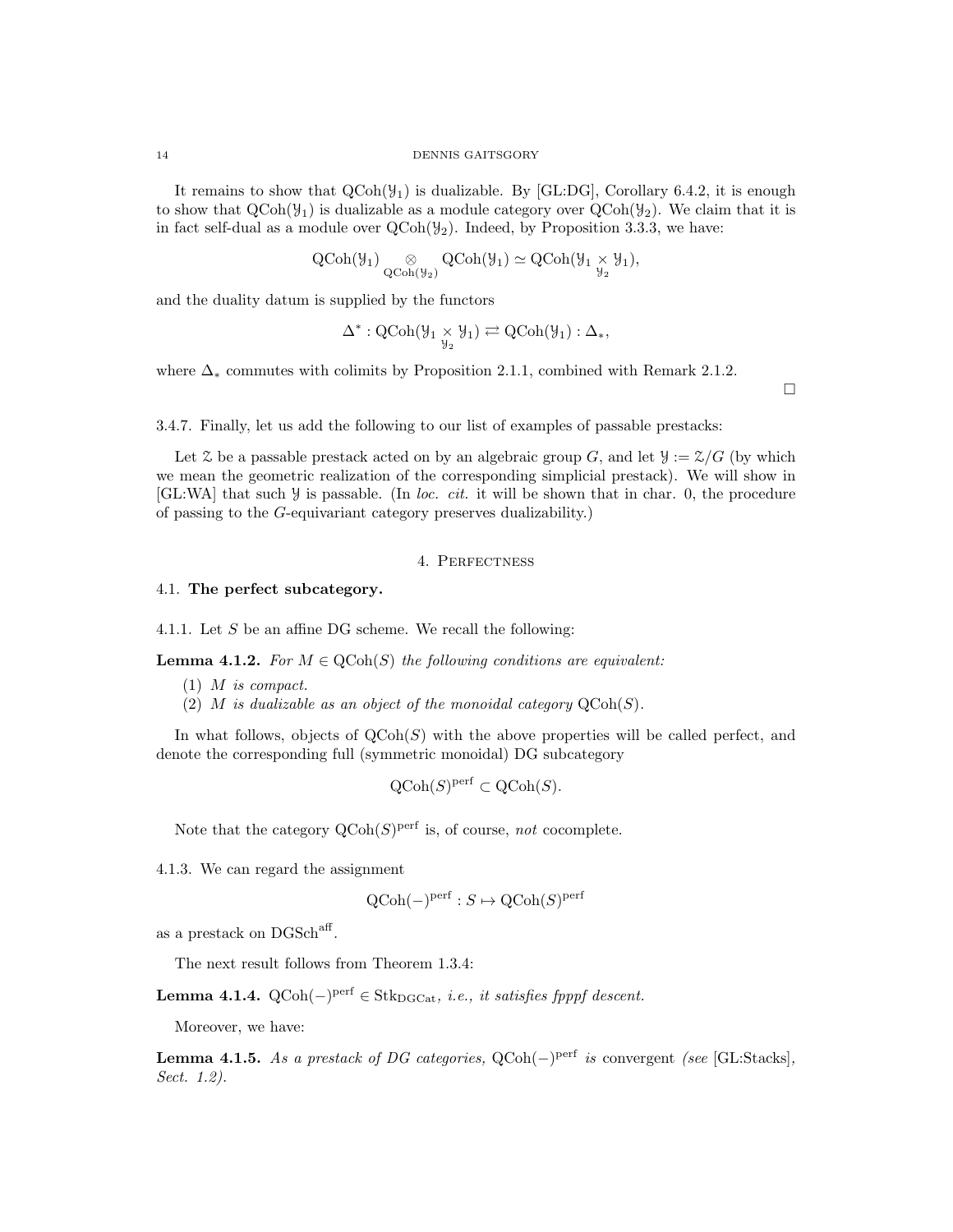It remains to show that $\mathrm{QCoh}(\mathcal{Y}_1)$ is dualizable. By [GL:DG], Corollary 6.4.2, it is enough to show that $\mathrm{QCoh}(\mathcal{Y}_1)$ is dualizable as a module category over $\mathrm{QCoh}(\mathcal{Y}_2)$. We claim that it is in fact self-dual as a module over $\mathrm{QCoh}(\mathcal{Y}_2)$. Indeed, by Proposition 3.3.3, we have:

$$\mathrm{QCoh}(\mathcal{Y}_1) \underset{\mathrm{QCoh}(\mathcal{Y}_2)}{\otimes} \mathrm{QCoh}(\mathcal{Y}_1) \simeq \mathrm{QCoh}(\mathcal{Y}_1 \underset{\mathcal{Y}_2}{\times} \mathcal{Y}_1),$$

and the duality datum is supplied by the functors

$$\Delta^* : \mathrm{QCoh}(\mathcal{Y}_1 \underset{\mathcal{Y}_2}{\times} \mathcal{Y}_1) \rightleftarrows \mathrm{QCoh}(\mathcal{Y}_1) : \Delta_*,$$

where $\Delta_*$ commutes with colimits by Proposition 2.1.1, combined with Remark 2.1.2.

□

3.4.7. Finally, let us add the following to our list of examples of passable prestacks:

Let $\mathcal{Z}$ be a passable prestack acted on by an algebraic group $G$, and let $\mathcal{Y} := \mathcal{Z}/G$ (by which we mean the geometric realization of the corresponding simplicial prestack). We will show in [GL:WA] that such $\mathcal{Y}$ is passable. (In *loc. cit.* it will be shown that in char. 0, the procedure of passing to the $G$-equivariant category preserves dualizability.)

## 4. Perfectness

### 4.1. The perfect subcategory.

4.1.1. Let $S$ be an affine DG scheme. We recall the following:

**Lemma 4.1.2.** *For $M \in \mathrm{QCoh}(S)$ the following conditions are equivalent:*

1. *$M$ is compact.*
2. *$M$ is dualizable as an object of the monoidal category $\mathrm{QCoh}(S)$.*

In what follows, objects of $\mathrm{QCoh}(S)$ with the above properties will be called perfect, and denote the corresponding full (symmetric monoidal) DG subcategory

$$\mathrm{QCoh}(S)^{\mathrm{perf}} \subset \mathrm{QCoh}(S).$$

Note that the category $\mathrm{QCoh}(S)^{\mathrm{perf}}$ is, of course, *not* cocomplete.

4.1.3. We can regard the assignment

$$\mathrm{QCoh}(-)^{\mathrm{perf}} : S \mapsto \mathrm{QCoh}(S)^{\mathrm{perf}}$$

as a prestack on $\mathrm{DGSch}^{\mathrm{aff}}$.

The next result follows from Theorem 1.3.4:

**Lemma 4.1.4.** *$\mathrm{QCoh}(-)^{\mathrm{perf}} \in \mathrm{Stk}_{\mathrm{DGCat}}$, i.e., it satisfies fpppf descent.*

Moreover, we have:

**Lemma 4.1.5.** *As a prestack of DG categories, $\mathrm{QCoh}(-)^{\mathrm{perf}}$ is* convergent *(see* [GL:Stacks], *Sect. 1.2).*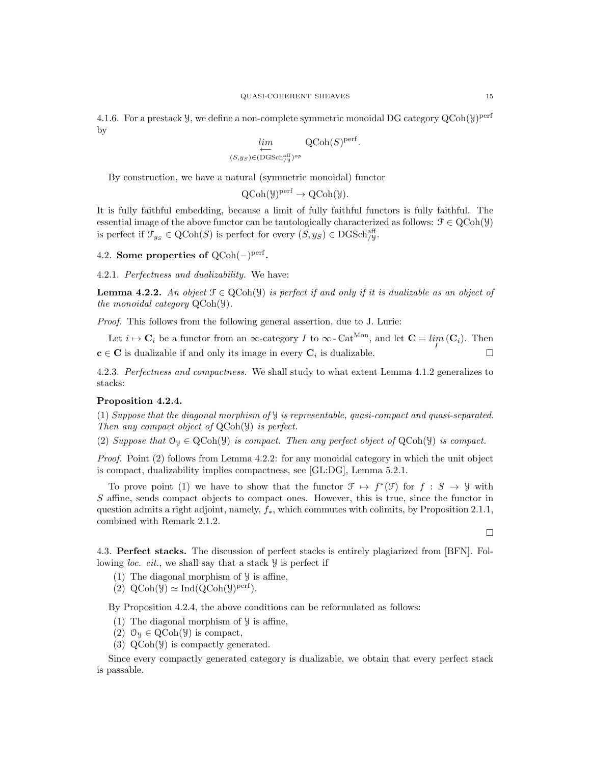4.1.6. For a prestack $\mathcal{Y}$, we define a non-complete symmetric monoidal DG category $\mathrm{QCoh}(\mathcal{Y})^{\mathrm{perf}}$ by

$$\underset{(S,y_S)\in(\mathrm{DGSch}^{\mathrm{aff}}_{/\mathcal{Y}})^{op}}{\underset{\longleftarrow}{lim}} \mathrm{QCoh}(S)^{\mathrm{perf}}.$$

By construction, we have a natural (symmetric monoidal) functor

$$\mathrm{QCoh}(\mathcal{Y})^{\mathrm{perf}} \to \mathrm{QCoh}(\mathcal{Y}).$$

It is fully faithful embedding, because a limit of fully faithful functors is fully faithful. The essential image of the above functor can be tautologically characterized as follows: $\mathcal{F} \in \mathrm{QCoh}(\mathcal{Y})$ is perfect if $\mathcal{F}_{y_S} \in \mathrm{QCoh}(S)$ is perfect for every $(S, y_S) \in \mathrm{DGSch}^{\mathrm{aff}}_{/\mathcal{Y}}$.

## 4.2. Some properties of $\mathrm{QCoh}(-)^{\mathrm{perf}}$.

4.2.1. *Perfectness and dualizability.* We have:

**Lemma 4.2.2.** *An object $\mathcal{F} \in \mathrm{QCoh}(\mathcal{Y})$ is perfect if and only if it is dualizable as an object of the monoidal category $\mathrm{QCoh}(\mathcal{Y})$.*

*Proof.* This follows from the following general assertion, due to J. Lurie:

Let $i \mapsto \mathbf{C}_i$ be a functor from an $\infty$-category $I$ to $\infty\text{-}\mathrm{Cat}^{\mathrm{Mon}}$, and let $\mathbf{C} = \underset{I}{\underset{\longleftarrow}{lim}}\,(\mathbf{C}_i)$. Then $\mathbf{c} \in \mathbf{C}$ is dualizable if and only its image in every $\mathbf{C}_i$ is dualizable. □

4.2.3. *Perfectness and compactness.* We shall study to what extent Lemma 4.1.2 generalizes to stacks:

**Proposition 4.2.4.**

(1) *Suppose that the diagonal morphism of $\mathcal{Y}$ is representable, quasi-compact and quasi-separated. Then any compact object of $\mathrm{QCoh}(\mathcal{Y})$ is perfect.*

(2) *Suppose that $\mathcal{O}_{\mathcal{Y}} \in \mathrm{QCoh}(\mathcal{Y})$ is compact. Then any perfect object of $\mathrm{QCoh}(\mathcal{Y})$ is compact.*

*Proof.* Point (2) follows from Lemma 4.2.2: for any monoidal category in which the unit object is compact, dualizability implies compactness, see [GL:DG], Lemma 5.2.1.

To prove point (1) we have to show that the functor $\mathcal{F} \mapsto f^*(\mathcal{F})$ for $f : S \to \mathcal{Y}$ with $S$ affine, sends compact objects to compact ones. However, this is true, since the functor in question admits a right adjoint, namely, $f_*$, which commutes with colimits, by Proposition 2.1.1, combined with Remark 2.1.2.

□

**4.3. Perfect stacks.** The discussion of perfect stacks is entirely plagiarized from [BFN]. Following *loc. cit.*, we shall say that a stack $\mathcal{Y}$ is perfect if

(1) The diagonal morphism of $\mathcal{Y}$ is affine,
(2) $\mathrm{QCoh}(\mathcal{Y}) \simeq \mathrm{Ind}(\mathrm{QCoh}(\mathcal{Y})^{\mathrm{perf}})$.

By Proposition 4.2.4, the above conditions can be reformulated as follows:

(1) The diagonal morphism of $\mathcal{Y}$ is affine,
(2) $\mathcal{O}_{\mathcal{Y}} \in \mathrm{QCoh}(\mathcal{Y})$ is compact,
(3) $\mathrm{QCoh}(\mathcal{Y})$ is compactly generated.

Since every compactly generated category is dualizable, we obtain that every perfect stack is passable.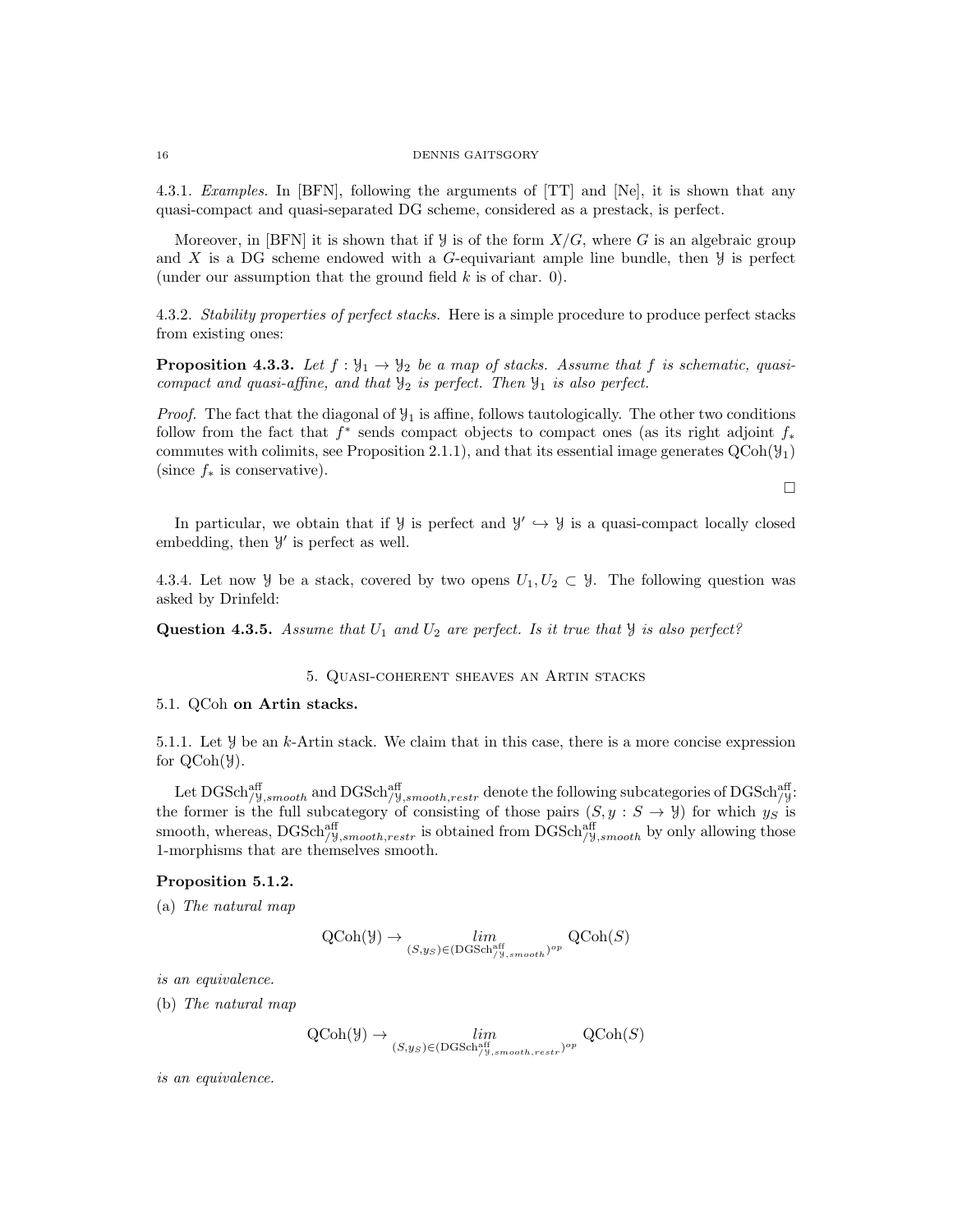4.3.1. *Examples.* In [BFN], following the arguments of [TT] and [Ne], it is shown that any quasi-compact and quasi-separated DG scheme, considered as a prestack, is perfect.

Moreover, in [BFN] it is shown that if $\mathcal{Y}$ is of the form $X/G$, where $G$ is an algebraic group and $X$ is a DG scheme endowed with a $G$-equivariant ample line bundle, then $\mathcal{Y}$ is perfect (under our assumption that the ground field $k$ is of char. 0).

4.3.2. *Stability properties of perfect stacks.* Here is a simple procedure to produce perfect stacks from existing ones:

**Proposition 4.3.3.** *Let $f : \mathcal{Y}_1 \to \mathcal{Y}_2$ be a map of stacks. Assume that $f$ is schematic, quasi-compact and quasi-affine, and that $\mathcal{Y}_2$ is perfect. Then $\mathcal{Y}_1$ is also perfect.*

*Proof.* The fact that the diagonal of $\mathcal{Y}_1$ is affine, follows tautologically. The other two conditions follow from the fact that $f^*$ sends compact objects to compact ones (as its right adjoint $f_*$ commutes with colimits, see Proposition 2.1.1), and that its essential image generates $\mathrm{QCoh}(\mathcal{Y}_1)$ (since $f_*$ is conservative).

□

In particular, we obtain that if $\mathcal{Y}$ is perfect and $\mathcal{Y}' \hookrightarrow \mathcal{Y}$ is a quasi-compact locally closed embedding, then $\mathcal{Y}'$ is perfect as well.

4.3.4. Let now $\mathcal{Y}$ be a stack, covered by two opens $U_1, U_2 \subset \mathcal{Y}$. The following question was asked by Drinfeld:

**Question 4.3.5.** *Assume that $U_1$ and $U_2$ are perfect. Is it true that $\mathcal{Y}$ is also perfect?*

## 5. Quasi-coherent sheaves an Artin stacks

### 5.1. QCoh on Artin stacks.

5.1.1. Let $\mathcal{Y}$ be an $k$-Artin stack. We claim that in this case, there is a more concise expression for $\mathrm{QCoh}(\mathcal{Y})$.

Let $\mathrm{DGSch}^{\mathrm{aff}}_{/\mathcal{Y},smooth}$ and $\mathrm{DGSch}^{\mathrm{aff}}_{/\mathcal{Y},smooth,restr}$ denote the following subcategories of $\mathrm{DGSch}^{\mathrm{aff}}_{/\mathcal{Y}}$: the former is the full subcategory of consisting of those pairs $(S, y : S \to \mathcal{Y})$ for which $y_S$ is smooth, whereas, $\mathrm{DGSch}^{\mathrm{aff}}_{/\mathcal{Y},smooth,restr}$ is obtained from $\mathrm{DGSch}^{\mathrm{aff}}_{/\mathcal{Y},smooth}$ by only allowing those 1-morphisms that are themselves smooth.

**Proposition 5.1.2.**

(a) *The natural map*

$$\mathrm{QCoh}(\mathcal{Y}) \to \underset{(S,y_S)\in(\mathrm{DGSch}^{\mathrm{aff}}_{/\mathcal{Y},smooth})^{op}}{lim} \mathrm{QCoh}(S)$$

*is an equivalence.*

(b) *The natural map*

$$\mathrm{QCoh}(\mathcal{Y}) \to \underset{(S,y_S)\in(\mathrm{DGSch}^{\mathrm{aff}}_{/\mathcal{Y},smooth,restr})^{op}}{lim} \mathrm{QCoh}(S)$$

*is an equivalence.*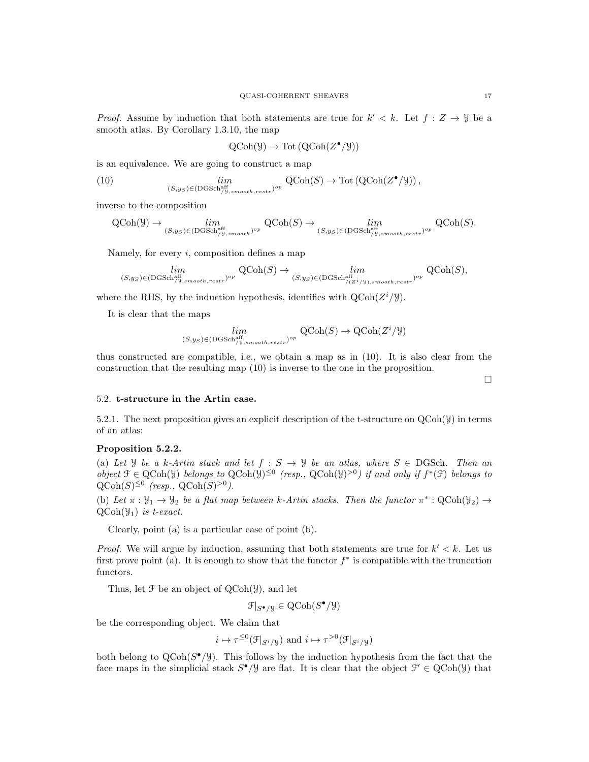*Proof.* Assume by induction that both statements are true for $k' < k$. Let $f : Z \to \mathcal{Y}$ be a smooth atlas. By Corollary 1.3.10, the map

$$\mathrm{QCoh}(\mathcal{Y}) \to \mathrm{Tot}\left(\mathrm{QCoh}(Z^\bullet/\mathcal{Y})\right)$$

is an equivalence. We are going to construct a map

$$\underset{(S,y_S)\in(\mathrm{DGSch}^{\mathrm{aff}}_{/\mathcal{Y},smooth,restr})^{op}}{lim} \mathrm{QCoh}(S) \to \mathrm{Tot}\left(\mathrm{QCoh}(Z^\bullet/\mathcal{Y})\right), \tag{10}$$

inverse to the composition

$$\mathrm{QCoh}(\mathcal{Y}) \to \underset{(S,y_S)\in(\mathrm{DGSch}^{\mathrm{aff}}_{/\mathcal{Y},smooth})^{op}}{lim} \mathrm{QCoh}(S) \to \underset{(S,y_S)\in(\mathrm{DGSch}^{\mathrm{aff}}_{/\mathcal{Y},smooth,restr})^{op}}{lim} \mathrm{QCoh}(S).$$

Namely, for every $i$, composition defines a map

$$\underset{(S,y_S)\in(\mathrm{DGSch}^{\mathrm{aff}}_{/\mathcal{Y},smooth,restr})^{op}}{lim} \mathrm{QCoh}(S) \to \underset{(S,y_S)\in(\mathrm{DGSch}^{\mathrm{aff}}_{/(Z^i/\mathcal{Y}),smooth,restr})^{op}}{lim} \mathrm{QCoh}(S),$$

where the RHS, by the induction hypothesis, identifies with $\mathrm{QCoh}(Z^i/\mathcal{Y})$.

It is clear that the maps

$$\underset{(S,y_S)\in(\mathrm{DGSch}^{\mathrm{aff}}_{/\mathcal{Y},smooth,restr})^{op}}{lim} \mathrm{QCoh}(S) \to \mathrm{QCoh}(Z^i/\mathcal{Y})$$

thus constructed are compatible, i.e., we obtain a map as in (10). It is also clear from the construction that the resulting map (10) is inverse to the one in the proposition.

□

## 5.2. t-structure in the Artin case.

5.2.1. The next proposition gives an explicit description of the t-structure on $\mathrm{QCoh}(\mathcal{Y})$ in terms of an atlas:

**Proposition 5.2.2.**

(a) *Let $\mathcal{Y}$ be a $k$-Artin stack and let $f : S \to \mathcal{Y}$ be an atlas, where $S \in \mathrm{DGSch}$. Then an object $\mathcal{F} \in \mathrm{QCoh}(\mathcal{Y})$ belongs to $\mathrm{QCoh}(\mathcal{Y})^{\leq 0}$ (resp., $\mathrm{QCoh}(\mathcal{Y})^{>0}$) if and only if $f^*(\mathcal{F})$ belongs to $\mathrm{QCoh}(S)^{\leq 0}$ (resp., $\mathrm{QCoh}(S)^{>0}$).*

(b) *Let $\pi : \mathcal{Y}_1 \to \mathcal{Y}_2$ be a flat map between $k$-Artin stacks. Then the functor $\pi^* : \mathrm{QCoh}(\mathcal{Y}_2) \to \mathrm{QCoh}(\mathcal{Y}_1)$ is t-exact.*

Clearly, point (a) is a particular case of point (b).

*Proof.* We will argue by induction, assuming that both statements are true for $k' < k$. Let us first prove point (a). It is enough to show that the functor $f^*$ is compatible with the truncation functors.

Thus, let $\mathcal{F}$ be an object of $\mathrm{QCoh}(\mathcal{Y})$, and let

$$\mathcal{F}|_{S^\bullet/\mathcal{Y}} \in \mathrm{QCoh}(S^\bullet/\mathcal{Y})$$

be the corresponding object. We claim that

$$i \mapsto \tau^{\leq 0}(\mathcal{F}|_{S^i/\mathcal{Y}}) \text{ and } i \mapsto \tau^{>0}(\mathcal{F}|_{S^i/\mathcal{Y}})$$

both belong to $\mathrm{QCoh}(S^\bullet/\mathcal{Y})$. This follows by the induction hypothesis from the fact that the face maps in the simplicial stack $S^\bullet/\mathcal{Y}$ are flat. It is clear that the object $\mathcal{F}' \in \mathrm{QCoh}(\mathcal{Y})$ that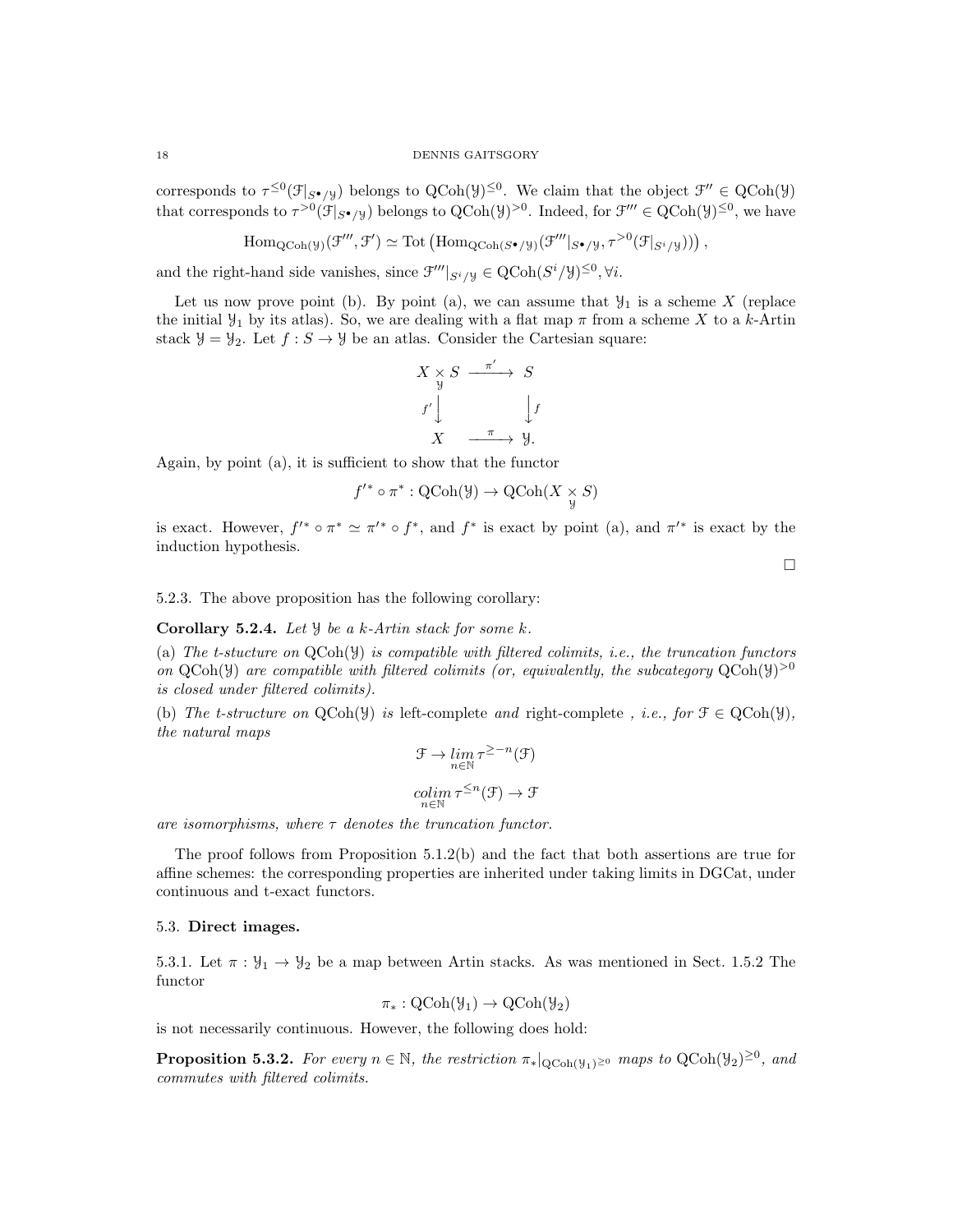corresponds to $\tau^{\leq 0}(\mathcal{F}|_{S^\bullet/\mathcal{Y}})$ belongs to $\mathrm{QCoh}(\mathcal{Y})^{\leq 0}$. We claim that the object $\mathcal{F}'' \in \mathrm{QCoh}(\mathcal{Y})$ that corresponds to $\tau^{>0}(\mathcal{F}|_{S^\bullet/\mathcal{Y}})$ belongs to $\mathrm{QCoh}(\mathcal{Y})^{>0}$. Indeed, for $\mathcal{F}''' \in \mathrm{QCoh}(\mathcal{Y})^{\leq 0}$, we have

$$\mathrm{Hom}_{\mathrm{QCoh}(\mathcal{Y})}(\mathcal{F}''', \mathcal{F}') \simeq \mathrm{Tot}\left(\mathrm{Hom}_{\mathrm{QCoh}(S^\bullet/\mathcal{Y})}(\mathcal{F}'''|_{S^\bullet/\mathcal{Y}}, \tau^{>0}(\mathcal{F}|_{S^i/\mathcal{Y}}))\right),$$

and the right-hand side vanishes, since $\mathcal{F}'''|_{S^i/\mathcal{Y}} \in \mathrm{QCoh}(S^i/\mathcal{Y})^{\leq 0}, \forall i$.

Let us now prove point (b). By point (a), we can assume that $\mathcal{Y}_1$ is a scheme $X$ (replace the initial $\mathcal{Y}_1$ by its atlas). So, we are dealing with a flat map $\pi$ from a scheme $X$ to a $k$-Artin stack $\mathcal{Y} = \mathcal{Y}_2$. Let $f : S \to \mathcal{Y}$ be an atlas. Consider the Cartesian square:

$$\begin{array}{ccc} X \underset{\mathcal{Y}}{\times} S & \xrightarrow{\pi'} & S \\ {\scriptstyle f'}\big\downarrow & & \big\downarrow{\scriptstyle f} \\ X & \xrightarrow{\pi} & \mathcal{Y}. \end{array}$$

Again, by point (a), it is sufficient to show that the functor

$$f'^* \circ \pi^* : \mathrm{QCoh}(\mathcal{Y}) \to \mathrm{QCoh}(X \underset{\mathcal{Y}}{\times} S)$$

is exact. However, $f'^* \circ \pi^* \simeq \pi'^* \circ f^*$, and $f^*$ is exact by point (a), and $\pi'^*$ is exact by the induction hypothesis.

□

5.2.3. The above proposition has the following corollary:

**Corollary 5.2.4.** *Let $\mathcal{Y}$ be a $k$-Artin stack for some $k$.*

*(a) The t-stucture on $\mathrm{QCoh}(\mathcal{Y})$ is compatible with filtered colimits, i.e., the truncation functors on $\mathrm{QCoh}(\mathcal{Y})$ are compatible with filtered colimits (or, equivalently, the subcategory $\mathrm{QCoh}(\mathcal{Y})^{>0}$ is closed under filtered colimits).*

*(b) The t-structure on $\mathrm{QCoh}(\mathcal{Y})$ is* left-complete *and* right-complete *, i.e., for $\mathcal{F} \in \mathrm{QCoh}(\mathcal{Y})$, the natural maps*

$$\mathcal{F} \to \underset{n\in\mathbb{N}}{lim}\, \tau^{\geq -n}(\mathcal{F})$$

$$\underset{n\in\mathbb{N}}{colim}\, \tau^{\leq n}(\mathcal{F}) \to \mathcal{F}$$

*are isomorphisms, where $\tau$ denotes the truncation functor.*

The proof follows from Proposition 5.1.2(b) and the fact that both assertions are true for affine schemes: the corresponding properties are inherited under taking limits in DGCat, under continuous and t-exact functors.

### 5.3. Direct images.

5.3.1. Let $\pi : \mathcal{Y}_1 \to \mathcal{Y}_2$ be a map between Artin stacks. As was mentioned in Sect. 1.5.2 The functor

$$\pi_* : \mathrm{QCoh}(\mathcal{Y}_1) \to \mathrm{QCoh}(\mathcal{Y}_2)$$

is not necessarily continuous. However, the following does hold:

**Proposition 5.3.2.** *For every $n \in \mathbb{N}$, the restriction $\pi_*|_{\mathrm{QCoh}(\mathcal{Y}_1)^{\geq 0}}$ maps to $\mathrm{QCoh}(\mathcal{Y}_2)^{\geq 0}$, and commutes with filtered colimits.*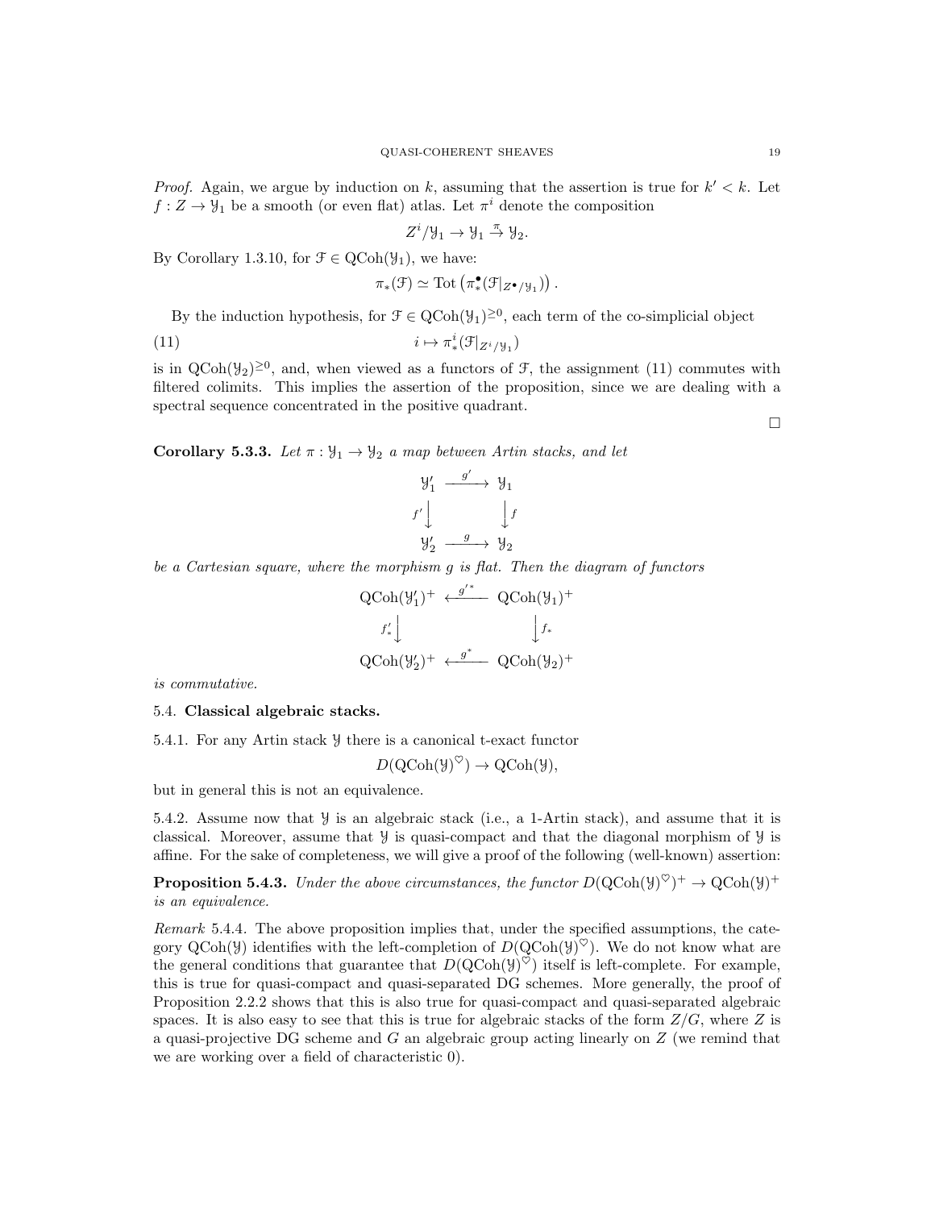*Proof.* Again, we argue by induction on $k$, assuming that the assertion is true for $k' < k$. Let $f : Z \to \mathcal{Y}_1$ be a smooth (or even flat) atlas. Let $\pi^i$ denote the composition

$$Z^i/\mathcal{Y}_1 \to \mathcal{Y}_1 \overset{\pi}{\to} \mathcal{Y}_2.$$

By Corollary 1.3.10, for $\mathcal{F} \in \text{QCoh}(\mathcal{Y}_1)$, we have:

$$\pi_*(\mathcal{F}) \simeq \text{Tot}\left(\pi^\bullet_*(\mathcal{F}|_{Z^\bullet/\mathcal{Y}_1})\right).$$

By the induction hypothesis, for $\mathcal{F} \in \text{QCoh}(\mathcal{Y}_1)^{\geq 0}$, each term of the co-simplicial object

$$i \mapsto \pi^i_*(\mathcal{F}|_{Z^i/\mathcal{Y}_1}) \tag{11}$$

is in $\text{QCoh}(\mathcal{Y}_2)^{\geq 0}$, and, when viewed as a functors of $\mathcal{F}$, the assignment (11) commutes with filtered colimits. This implies the assertion of the proposition, since we are dealing with a spectral sequence concentrated in the positive quadrant. $\square$

**Corollary 5.3.3.** *Let $\pi : \mathcal{Y}_1 \to \mathcal{Y}_2$ a map between Artin stacks, and let*

$$\begin{array}{ccc} \mathcal{Y}'_1 & \xrightarrow{g'} & \mathcal{Y}_1 \\ {\scriptstyle f'}\downarrow & & \downarrow{\scriptstyle f} \\ \mathcal{Y}'_2 & \xrightarrow{g} & \mathcal{Y}_2 \end{array}$$

*be a Cartesian square, where the morphism $g$ is flat. Then the diagram of functors*

$$\begin{array}{ccc} \text{QCoh}(\mathcal{Y}'_1)^+ & \xleftarrow{g'^*} & \text{QCoh}(\mathcal{Y}_1)^+ \\ {\scriptstyle f'_*}\downarrow & & \downarrow{\scriptstyle f_*} \\ \text{QCoh}(\mathcal{Y}'_2)^+ & \xleftarrow{g^*} & \text{QCoh}(\mathcal{Y}_2)^+ \end{array}$$

*is commutative.*

## 5.4. Classical algebraic stacks.

5.4.1. For any Artin stack $\mathcal{Y}$ there is a canonical t-exact functor

$$D(\text{QCoh}(\mathcal{Y})^\heartsuit) \to \text{QCoh}(\mathcal{Y}),$$

but in general this is not an equivalence.

5.4.2. Assume now that $\mathcal{Y}$ is an algebraic stack (i.e., a 1-Artin stack), and assume that it is classical. Moreover, assume that $\mathcal{Y}$ is quasi-compact and that the diagonal morphism of $\mathcal{Y}$ is affine. For the sake of completeness, we will give a proof of the following (well-known) assertion:

**Proposition 5.4.3.** *Under the above circumstances, the functor $D(\text{QCoh}(\mathcal{Y})^\heartsuit)^+ \to \text{QCoh}(\mathcal{Y})^+$ is an equivalence.*

*Remark* 5.4.4. The above proposition implies that, under the specified assumptions, the category $\text{QCoh}(\mathcal{Y})$ identifies with the left-completion of $D(\text{QCoh}(\mathcal{Y})^\heartsuit)$. We do not know what are the general conditions that guarantee that $D(\text{QCoh}(\mathcal{Y})^\heartsuit)$ itself is left-complete. For example, this is true for quasi-compact and quasi-separated DG schemes. More generally, the proof of Proposition 2.2.2 shows that this is also true for quasi-compact and quasi-separated algebraic spaces. It is also easy to see that this is true for algebraic stacks of the form $Z/G$, where $Z$ is a quasi-projective DG scheme and $G$ an algebraic group acting linearly on $Z$ (we remind that we are working over a field of characteristic 0).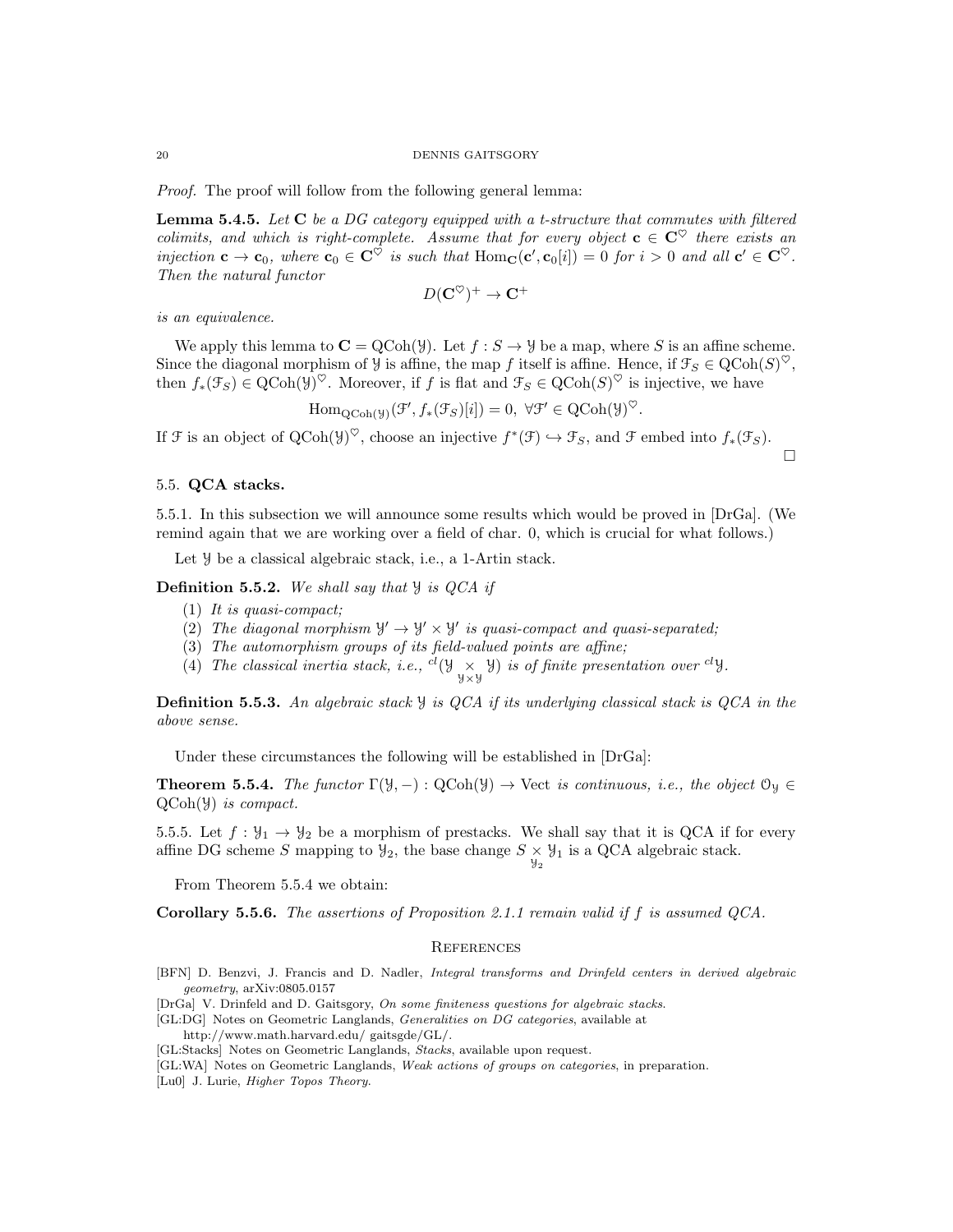*Proof.* The proof will follow from the following general lemma:

**Lemma 5.4.5.** *Let $\mathbf{C}$ be a DG category equipped with a t-structure that commutes with filtered colimits, and which is right-complete. Assume that for every object $\mathbf{c} \in \mathbf{C}^\heartsuit$ there exists an injection $\mathbf{c} \to \mathbf{c}_0$, where $\mathbf{c}_0 \in \mathbf{C}^\heartsuit$ is such that $\mathrm{Hom}_{\mathbf{C}}(\mathbf{c}', \mathbf{c}_0[i]) = 0$ for $i > 0$ and all $\mathbf{c}' \in \mathbf{C}^\heartsuit$. Then the natural functor*

$$D(\mathbf{C}^\heartsuit)^+ \to \mathbf{C}^+$$

*is an equivalence.*

We apply this lemma to $\mathbf{C} = \mathrm{QCoh}(\mathcal{Y})$. Let $f : S \to \mathcal{Y}$ be a map, where $S$ is an affine scheme. Since the diagonal morphism of $\mathcal{Y}$ is affine, the map $f$ itself is affine. Hence, if $\mathcal{F}_S \in \mathrm{QCoh}(S)^\heartsuit$, then $f_*(\mathcal{F}_S) \in \mathrm{QCoh}(\mathcal{Y})^\heartsuit$. Moreover, if $f$ is flat and $\mathcal{F}_S \in \mathrm{QCoh}(S)^\heartsuit$ is injective, we have

$$\mathrm{Hom}_{\mathrm{QCoh}(\mathcal{Y})}(\mathcal{F}', f_*(\mathcal{F}_S)[i]) = 0, \ \forall \mathcal{F}' \in \mathrm{QCoh}(\mathcal{Y})^\heartsuit.$$

If $\mathcal{F}$ is an object of $\mathrm{QCoh}(\mathcal{Y})^\heartsuit$, choose an injective $f^*(\mathcal{F}) \hookrightarrow \mathcal{F}_S$, and $\mathcal{F}$ embed into $f_*(\mathcal{F}_S)$. □

## 5.5. QCA stacks.

5.5.1. In this subsection we will announce some results which would be proved in [DrGa]. (We remind again that we are working over a field of char. 0, which is crucial for what follows.)

Let $\mathcal{Y}$ be a classical algebraic stack, i.e., a 1-Artin stack.

**Definition 5.5.2.** *We shall say that $\mathcal{Y}$ is QCA if*

1. *It is quasi-compact;*
2. *The diagonal morphism $\mathcal{Y}' \to \mathcal{Y}' \times \mathcal{Y}'$ is quasi-compact and quasi-separated;*
3. *The automorphism groups of its field-valued points are affine;*
4. *The classical inertia stack, i.e., ${}^{cl}(\mathcal{Y} \underset{\mathcal{Y} \times \mathcal{Y}}{\times} \mathcal{Y})$ is of finite presentation over ${}^{cl}\mathcal{Y}$.*

**Definition 5.5.3.** *An algebraic stack $\mathcal{Y}$ is QCA if its underlying classical stack is QCA in the above sense.*

Under these circumstances the following will be established in [DrGa]:

**Theorem 5.5.4.** *The functor $\Gamma(\mathcal{Y}, -) : \mathrm{QCoh}(\mathcal{Y}) \to \mathrm{Vect}$ is continuous, i.e., the object $\mathcal{O}_\mathcal{Y} \in \mathrm{QCoh}(\mathcal{Y})$ is compact.*

5.5.5. Let $f : \mathcal{Y}_1 \to \mathcal{Y}_2$ be a morphism of prestacks. We shall say that it is QCA if for every affine DG scheme $S$ mapping to $\mathcal{Y}_2$, the base change $S \underset{\mathcal{Y}_2}{\times} \mathcal{Y}_1$ is a QCA algebraic stack.

From Theorem 5.5.4 we obtain:

**Corollary 5.5.6.** *The assertions of Proposition 2.1.1 remain valid if $f$ is assumed QCA.*

## References

[BFN] D. Benzvi, J. Francis and D. Nadler, *Integral transforms and Drinfeld centers in derived algebraic geometry*, arXiv:0805.0157

[DrGa] V. Drinfeld and D. Gaitsgory, *On some finiteness questions for algebraic stacks.*

[GL:DG] Notes on Geometric Langlands, *Generalities on DG categories*, available at http://www.math.harvard.edu/ gaitsgde/GL/.

[GL:Stacks] Notes on Geometric Langlands, *Stacks*, available upon request.

[GL:WA] Notes on Geometric Langlands, *Weak actions of groups on categories*, in preparation.

[Lu0] J. Lurie, *Higher Topos Theory.*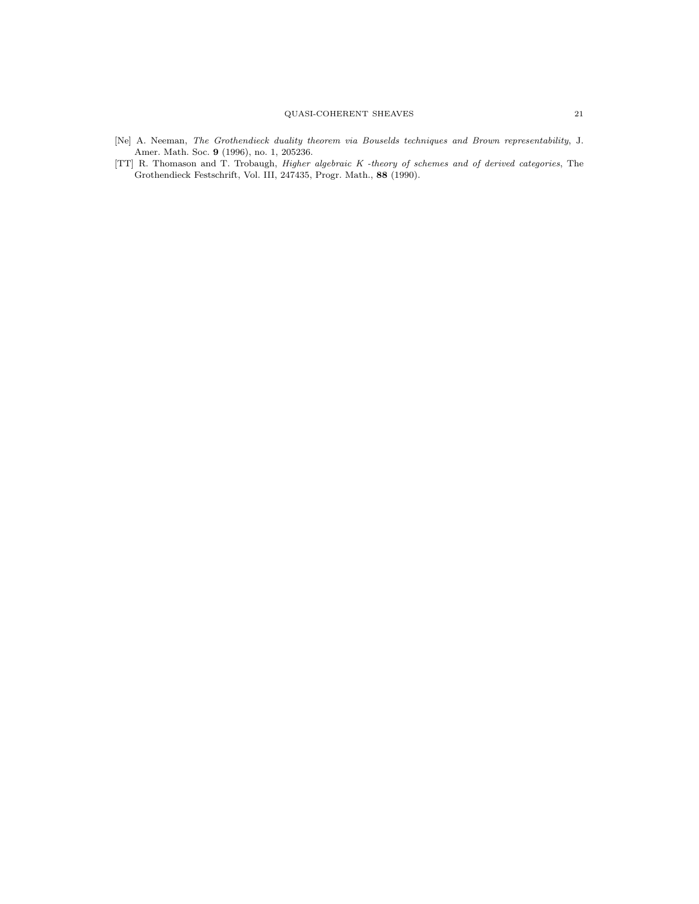[Ne] A. Neeman, *The Grothendieck duality theorem via Bouselds techniques and Brown representability*, J. Amer. Math. Soc. **9** (1996), no. 1, 205236.

[TT] R. Thomason and T. Trobaugh, *Higher algebraic K -theory of schemes and of derived categories*, The Grothendieck Festschrift, Vol. III, 247435, Progr. Math., **88** (1990).